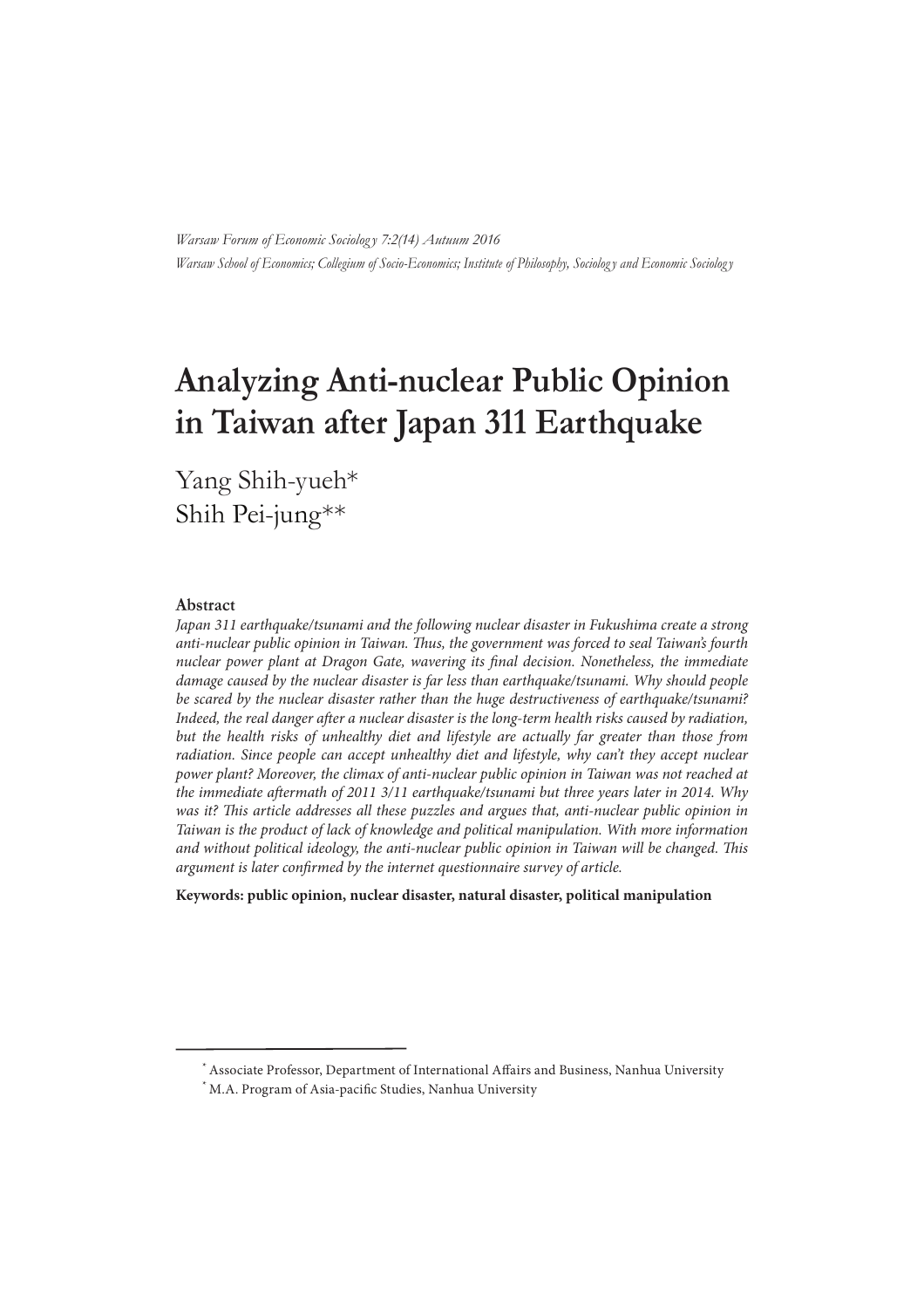*Warsaw Forum of Economic Sociology 7:2(14) Autuum 2016*
*Warsaw School of Economics; Collegium of Socio-Economics; Institute of Philosophy, Sociology and Economic Sociology*

# Analyzing Anti-nuclear Public Opinion in Taiwan after Japan 311 Earthquake

Yang Shih-yueh*
Shih Pei-jung**

## Abstract

*Japan 311 earthquake/tsunami and the following nuclear disaster in Fukushima create a strong anti-nuclear public opinion in Taiwan. Thus, the government was forced to seal Taiwan's fourth nuclear power plant at Dragon Gate, wavering its final decision. Nonetheless, the immediate damage caused by the nuclear disaster is far less than earthquake/tsunami. Why should people be scared by the nuclear disaster rather than the huge destructiveness of earthquake/tsunami? Indeed, the real danger after a nuclear disaster is the long-term health risks caused by radiation, but the health risks of unhealthy diet and lifestyle are actually far greater than those from radiation. Since people can accept unhealthy diet and lifestyle, why can't they accept nuclear power plant? Moreover, the climax of anti-nuclear public opinion in Taiwan was not reached at the immediate aftermath of 2011 3/11 earthquake/tsunami but three years later in 2014. Why was it? This article addresses all these puzzles and argues that, anti-nuclear public opinion in Taiwan is the product of lack of knowledge and political manipulation. With more information and without political ideology, the anti-nuclear public opinion in Taiwan will be changed. This argument is later confirmed by the internet questionnaire survey of article.*

**Keywords: public opinion, nuclear disaster, natural disaster, political manipulation**

---

* Associate Professor, Department of International Affairs and Business, Nanhua University
* M.A. Program of Asia-pacific Studies, Nanhua University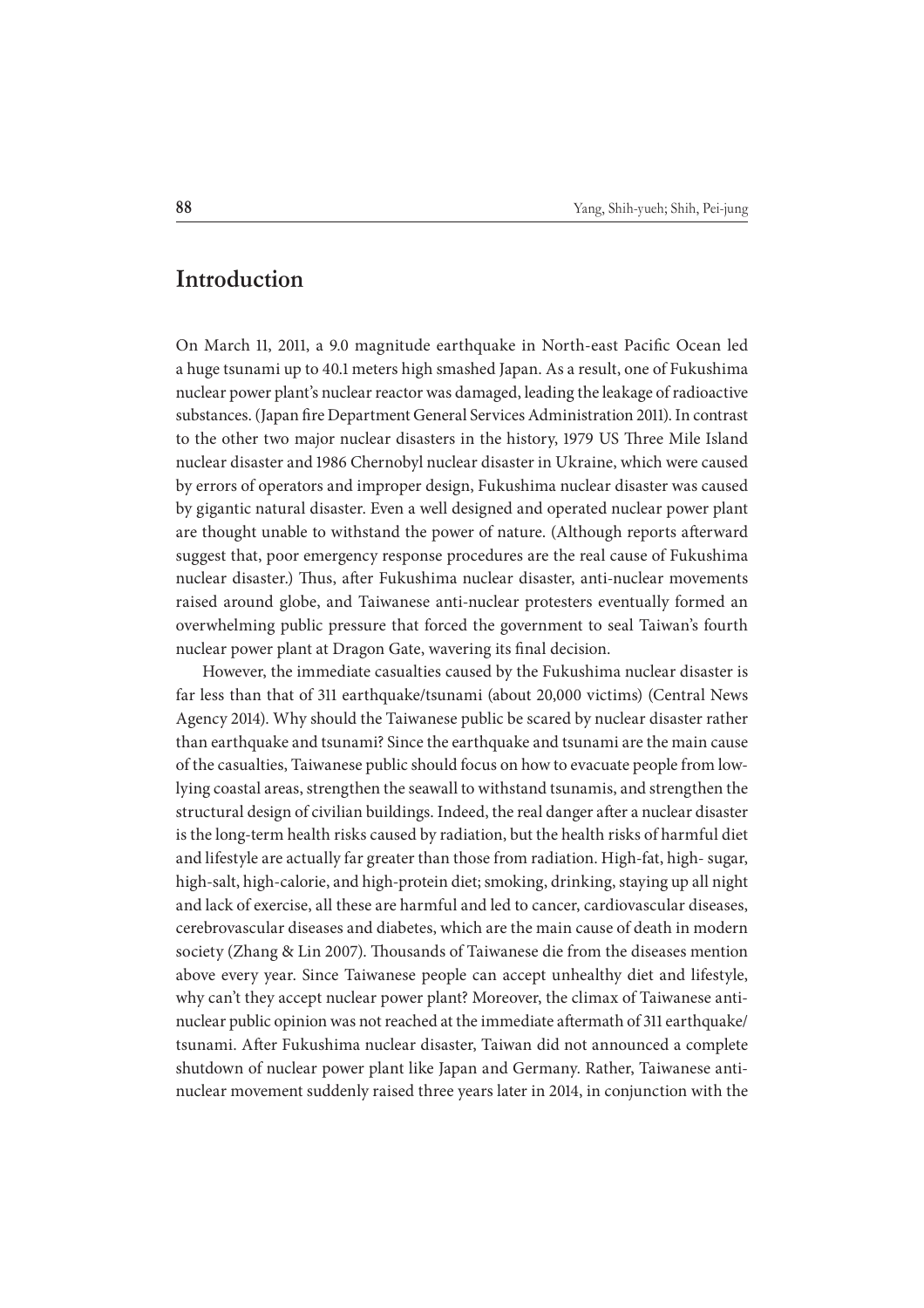# Introduction

On March 11, 2011, a 9.0 magnitude earthquake in North-east Pacific Ocean led a huge tsunami up to 40.1 meters high smashed Japan. As a result, one of Fukushima nuclear power plant's nuclear reactor was damaged, leading the leakage of radioactive substances. (Japan fire Department General Services Administration 2011). In contrast to the other two major nuclear disasters in the history, 1979 US Three Mile Island nuclear disaster and 1986 Chernobyl nuclear disaster in Ukraine, which were caused by errors of operators and improper design, Fukushima nuclear disaster was caused by gigantic natural disaster. Even a well designed and operated nuclear power plant are thought unable to withstand the power of nature. (Although reports afterward suggest that, poor emergency response procedures are the real cause of Fukushima nuclear disaster.) Thus, after Fukushima nuclear disaster, anti-nuclear movements raised around globe, and Taiwanese anti-nuclear protesters eventually formed an overwhelming public pressure that forced the government to seal Taiwan's fourth nuclear power plant at Dragon Gate, wavering its final decision.

However, the immediate casualties caused by the Fukushima nuclear disaster is far less than that of 311 earthquake/tsunami (about 20,000 victims) (Central News Agency 2014). Why should the Taiwanese public be scared by nuclear disaster rather than earthquake and tsunami? Since the earthquake and tsunami are the main cause of the casualties, Taiwanese public should focus on how to evacuate people from low-lying coastal areas, strengthen the seawall to withstand tsunamis, and strengthen the structural design of civilian buildings. Indeed, the real danger after a nuclear disaster is the long-term health risks caused by radiation, but the health risks of harmful diet and lifestyle are actually far greater than those from radiation. High-fat, high- sugar, high-salt, high-calorie, and high-protein diet; smoking, drinking, staying up all night and lack of exercise, all these are harmful and led to cancer, cardiovascular diseases, cerebrovascular diseases and diabetes, which are the main cause of death in modern society (Zhang & Lin 2007). Thousands of Taiwanese die from the diseases mention above every year. Since Taiwanese people can accept unhealthy diet and lifestyle, why can't they accept nuclear power plant? Moreover, the climax of Taiwanese anti-nuclear public opinion was not reached at the immediate aftermath of 311 earthquake/tsunami. After Fukushima nuclear disaster, Taiwan did not announced a complete shutdown of nuclear power plant like Japan and Germany. Rather, Taiwanese anti-nuclear movement suddenly raised three years later in 2014, in conjunction with the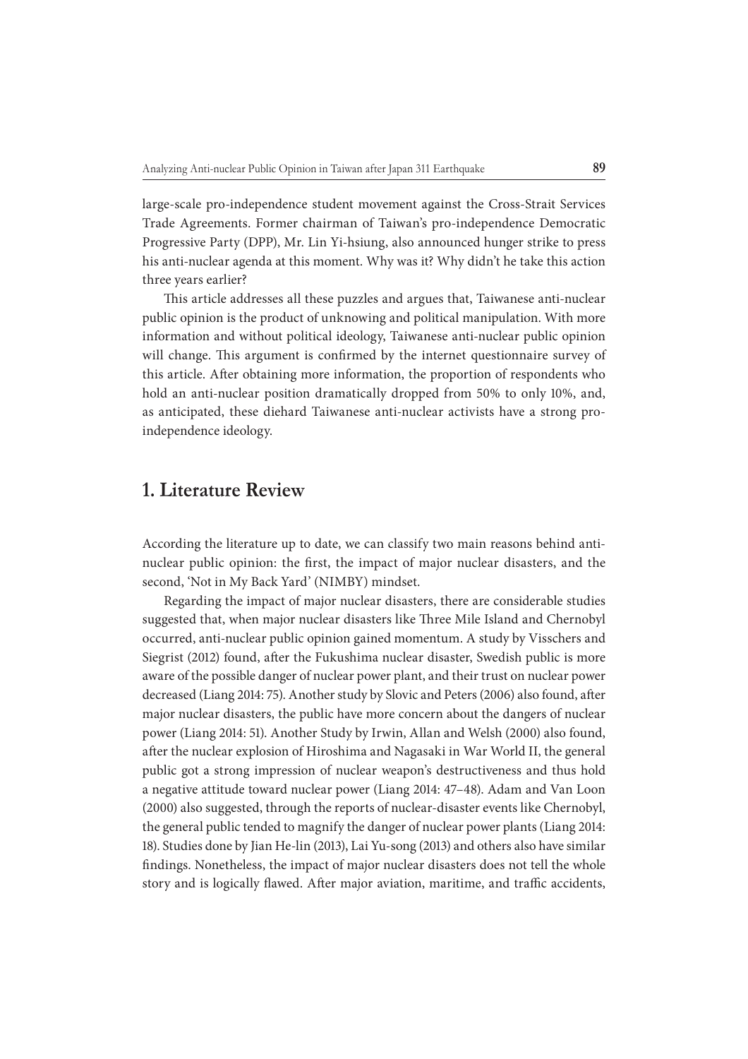large-scale pro-independence student movement against the Cross-Strait Services Trade Agreements. Former chairman of Taiwan's pro-independence Democratic Progressive Party (DPP), Mr. Lin Yi-hsiung, also announced hunger strike to press his anti-nuclear agenda at this moment. Why was it? Why didn't he take this action three years earlier?

This article addresses all these puzzles and argues that, Taiwanese anti-nuclear public opinion is the product of unknowing and political manipulation. With more information and without political ideology, Taiwanese anti-nuclear public opinion will change. This argument is confirmed by the internet questionnaire survey of this article. After obtaining more information, the proportion of respondents who hold an anti-nuclear position dramatically dropped from 50% to only 10%, and, as anticipated, these diehard Taiwanese anti-nuclear activists have a strong pro-independence ideology.

## 1. Literature Review

According the literature up to date, we can classify two main reasons behind anti-nuclear public opinion: the first, the impact of major nuclear disasters, and the second, 'Not in My Back Yard' (NIMBY) mindset.

Regarding the impact of major nuclear disasters, there are considerable studies suggested that, when major nuclear disasters like Three Mile Island and Chernobyl occurred, anti-nuclear public opinion gained momentum. A study by Visschers and Siegrist (2012) found, after the Fukushima nuclear disaster, Swedish public is more aware of the possible danger of nuclear power plant, and their trust on nuclear power decreased (Liang 2014: 75). Another study by Slovic and Peters (2006) also found, after major nuclear disasters, the public have more concern about the dangers of nuclear power (Liang 2014: 51). Another Study by Irwin, Allan and Welsh (2000) also found, after the nuclear explosion of Hiroshima and Nagasaki in War World II, the general public got a strong impression of nuclear weapon's destructiveness and thus hold a negative attitude toward nuclear power (Liang 2014: 47–48). Adam and Van Loon (2000) also suggested, through the reports of nuclear-disaster events like Chernobyl, the general public tended to magnify the danger of nuclear power plants (Liang 2014: 18). Studies done by Jian He-lin (2013), Lai Yu-song (2013) and others also have similar findings. Nonetheless, the impact of major nuclear disasters does not tell the whole story and is logically flawed. After major aviation, maritime, and traffic accidents,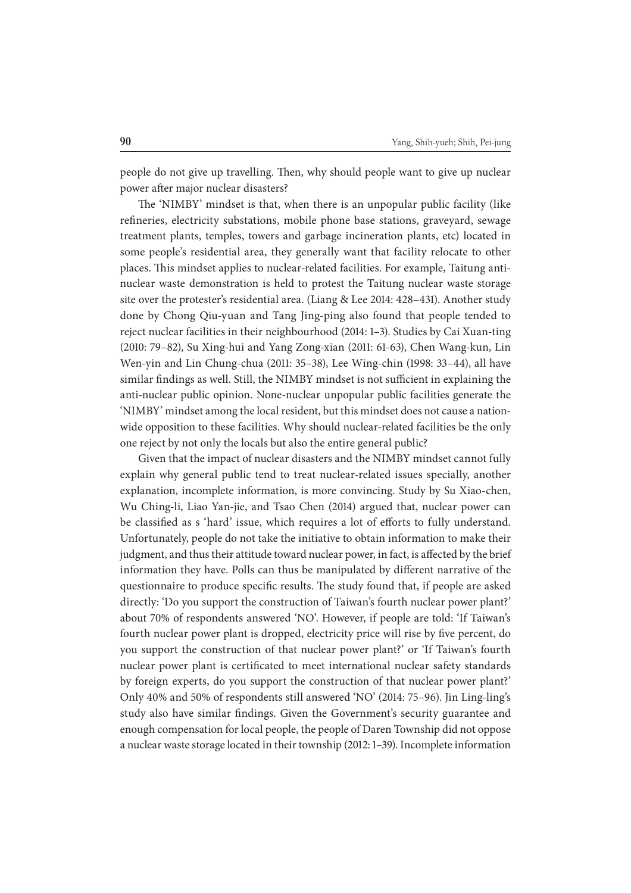people do not give up travelling. Then, why should people want to give up nuclear power after major nuclear disasters?

The 'NIMBY' mindset is that, when there is an unpopular public facility (like refineries, electricity substations, mobile phone base stations, graveyard, sewage treatment plants, temples, towers and garbage incineration plants, etc) located in some people's residential area, they generally want that facility relocate to other places. This mindset applies to nuclear-related facilities. For example, Taitung anti-nuclear waste demonstration is held to protest the Taitung nuclear waste storage site over the protester's residential area. (Liang & Lee 2014: 428–431). Another study done by Chong Qiu-yuan and Tang Jing-ping also found that people tended to reject nuclear facilities in their neighbourhood (2014: 1–3). Studies by Cai Xuan-ting (2010: 79–82), Su Xing-hui and Yang Zong-xian (2011: 61-63), Chen Wang-kun, Lin Wen-yin and Lin Chung-chua (2011: 35–38), Lee Wing-chin (1998: 33–44), all have similar findings as well. Still, the NIMBY mindset is not sufficient in explaining the anti-nuclear public opinion. None-nuclear unpopular public facilities generate the 'NIMBY' mindset among the local resident, but this mindset does not cause a nation-wide opposition to these facilities. Why should nuclear-related facilities be the only one reject by not only the locals but also the entire general public?

Given that the impact of nuclear disasters and the NIMBY mindset cannot fully explain why general public tend to treat nuclear-related issues specially, another explanation, incomplete information, is more convincing. Study by Su Xiao-chen, Wu Ching-li, Liao Yan-jie, and Tsao Chen (2014) argued that, nuclear power can be classified as s 'hard' issue, which requires a lot of efforts to fully understand. Unfortunately, people do not take the initiative to obtain information to make their judgment, and thus their attitude toward nuclear power, in fact, is affected by the brief information they have. Polls can thus be manipulated by different narrative of the questionnaire to produce specific results. The study found that, if people are asked directly: 'Do you support the construction of Taiwan's fourth nuclear power plant?' about 70% of respondents answered 'NO'. However, if people are told: 'If Taiwan's fourth nuclear power plant is dropped, electricity price will rise by five percent, do you support the construction of that nuclear power plant?' or 'If Taiwan's fourth nuclear power plant is certificated to meet international nuclear safety standards by foreign experts, do you support the construction of that nuclear power plant?' Only 40% and 50% of respondents still answered 'NO' (2014: 75–96). Jin Ling-ling's study also have similar findings. Given the Government's security guarantee and enough compensation for local people, the people of Daren Township did not oppose a nuclear waste storage located in their township (2012: 1–39). Incomplete information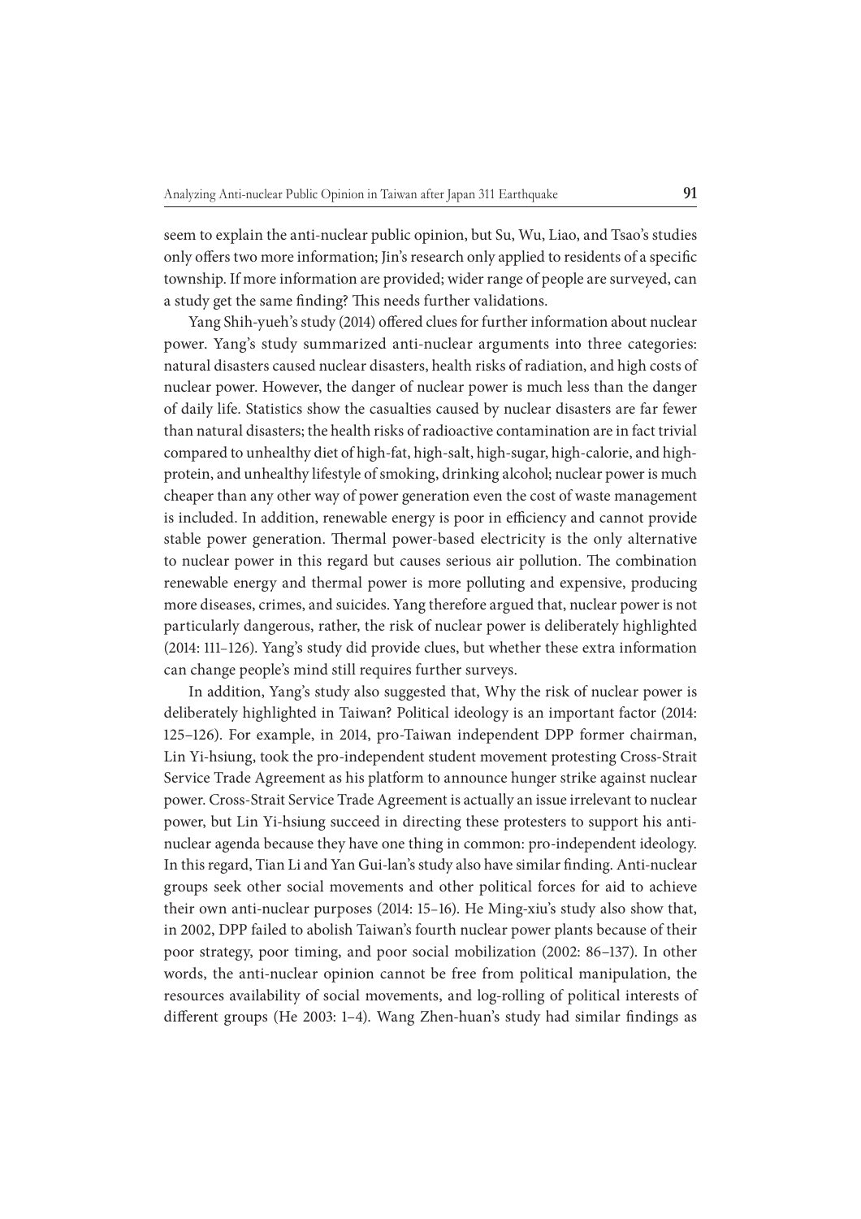seem to explain the anti-nuclear public opinion, but Su, Wu, Liao, and Tsao's studies only offers two more information; Jin's research only applied to residents of a specific township. If more information are provided; wider range of people are surveyed, can a study get the same finding? This needs further validations.

Yang Shih-yueh's study (2014) offered clues for further information about nuclear power. Yang's study summarized anti-nuclear arguments into three categories: natural disasters caused nuclear disasters, health risks of radiation, and high costs of nuclear power. However, the danger of nuclear power is much less than the danger of daily life. Statistics show the casualties caused by nuclear disasters are far fewer than natural disasters; the health risks of radioactive contamination are in fact trivial compared to unhealthy diet of high-fat, high-salt, high-sugar, high-calorie, and high-protein, and unhealthy lifestyle of smoking, drinking alcohol; nuclear power is much cheaper than any other way of power generation even the cost of waste management is included. In addition, renewable energy is poor in efficiency and cannot provide stable power generation. Thermal power-based electricity is the only alternative to nuclear power in this regard but causes serious air pollution. The combination renewable energy and thermal power is more polluting and expensive, producing more diseases, crimes, and suicides. Yang therefore argued that, nuclear power is not particularly dangerous, rather, the risk of nuclear power is deliberately highlighted (2014: 111–126). Yang's study did provide clues, but whether these extra information can change people's mind still requires further surveys.

In addition, Yang's study also suggested that, Why the risk of nuclear power is deliberately highlighted in Taiwan? Political ideology is an important factor (2014: 125–126). For example, in 2014, pro-Taiwan independent DPP former chairman, Lin Yi-hsiung, took the pro-independent student movement protesting Cross-Strait Service Trade Agreement as his platform to announce hunger strike against nuclear power. Cross-Strait Service Trade Agreement is actually an issue irrelevant to nuclear power, but Lin Yi-hsiung succeed in directing these protesters to support his anti-nuclear agenda because they have one thing in common: pro-independent ideology. In this regard, Tian Li and Yan Gui-lan's study also have similar finding. Anti-nuclear groups seek other social movements and other political forces for aid to achieve their own anti-nuclear purposes (2014: 15–16). He Ming-xiu's study also show that, in 2002, DPP failed to abolish Taiwan's fourth nuclear power plants because of their poor strategy, poor timing, and poor social mobilization (2002: 86–137). In other words, the anti-nuclear opinion cannot be free from political manipulation, the resources availability of social movements, and log-rolling of political interests of different groups (He 2003: 1–4). Wang Zhen-huan's study had similar findings as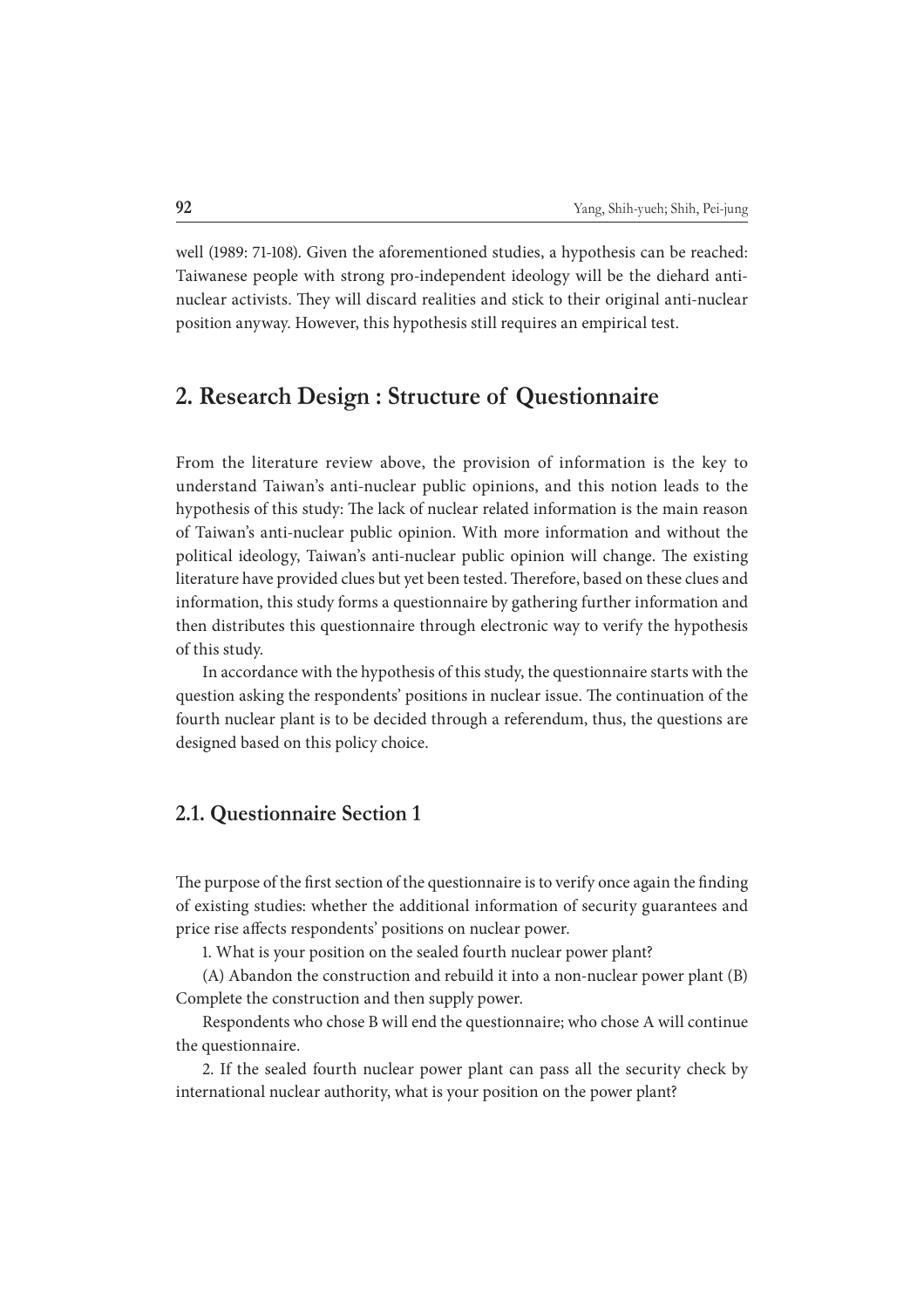well (1989: 71-108). Given the aforementioned studies, a hypothesis can be reached: Taiwanese people with strong pro-independent ideology will be the diehard anti-nuclear activists. They will discard realities and stick to their original anti-nuclear position anyway. However, this hypothesis still requires an empirical test.

## 2. Research Design : Structure of Questionnaire

From the literature review above, the provision of information is the key to understand Taiwan's anti-nuclear public opinions, and this notion leads to the hypothesis of this study: The lack of nuclear related information is the main reason of Taiwan's anti-nuclear public opinion. With more information and without the political ideology, Taiwan's anti-nuclear public opinion will change. The existing literature have provided clues but yet been tested. Therefore, based on these clues and information, this study forms a questionnaire by gathering further information and then distributes this questionnaire through electronic way to verify the hypothesis of this study.

In accordance with the hypothesis of this study, the questionnaire starts with the question asking the respondents' positions in nuclear issue. The continuation of the fourth nuclear plant is to be decided through a referendum, thus, the questions are designed based on this policy choice.

### 2.1. Questionnaire Section 1

The purpose of the first section of the questionnaire is to verify once again the finding of existing studies: whether the additional information of security guarantees and price rise affects respondents' positions on nuclear power.

1. What is your position on the sealed fourth nuclear power plant?

(A) Abandon the construction and rebuild it into a non-nuclear power plant (B) Complete the construction and then supply power.

Respondents who chose B will end the questionnaire; who chose A will continue the questionnaire.

2. If the sealed fourth nuclear power plant can pass all the security check by international nuclear authority, what is your position on the power plant?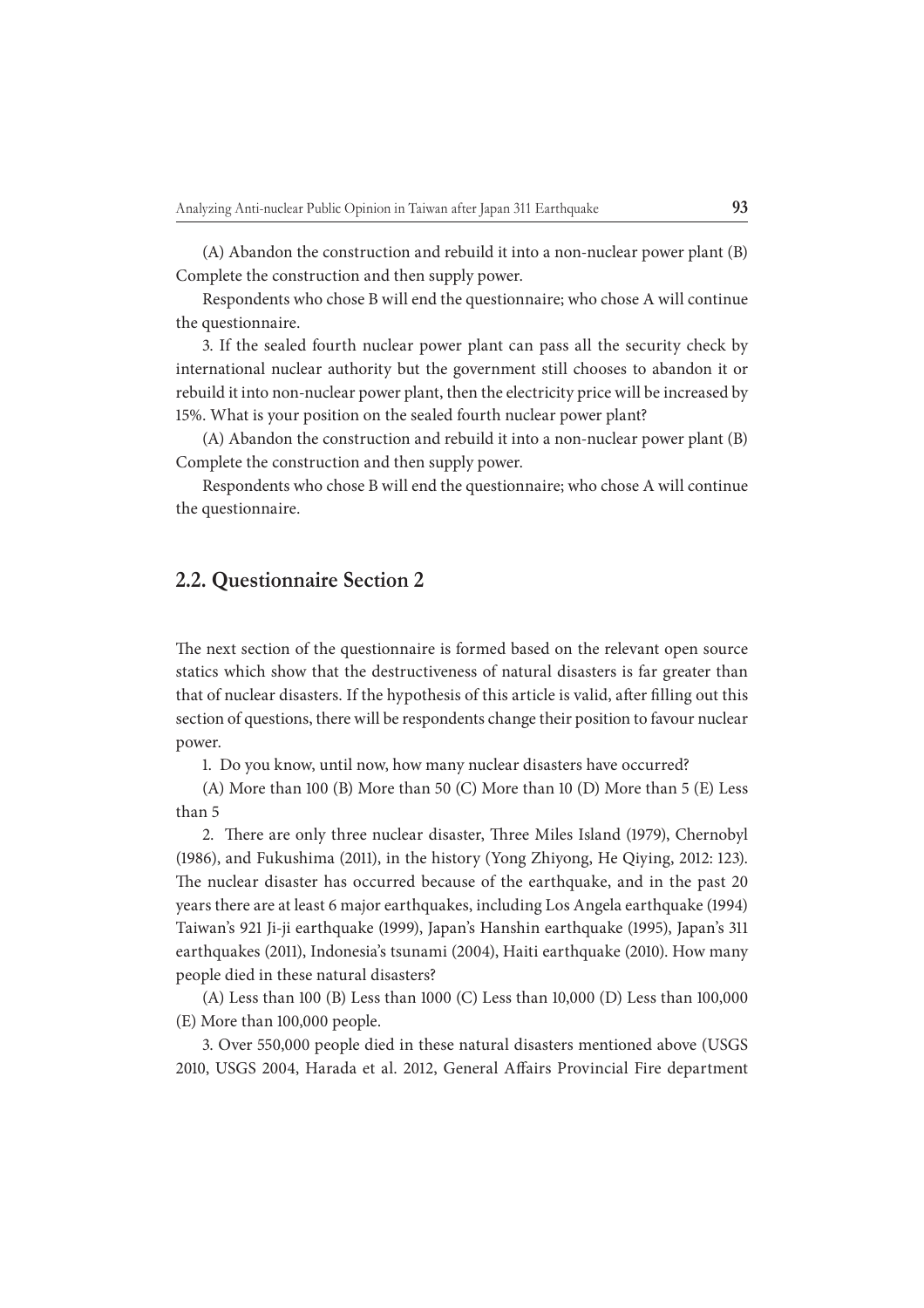(A) Abandon the construction and rebuild it into a non-nuclear power plant (B) Complete the construction and then supply power.

Respondents who chose B will end the questionnaire; who chose A will continue the questionnaire.

3. If the sealed fourth nuclear power plant can pass all the security check by international nuclear authority but the government still chooses to abandon it or rebuild it into non-nuclear power plant, then the electricity price will be increased by 15%. What is your position on the sealed fourth nuclear power plant?

(A) Abandon the construction and rebuild it into a non-nuclear power plant (B) Complete the construction and then supply power.

Respondents who chose B will end the questionnaire; who chose A will continue the questionnaire.

## 2.2. Questionnaire Section 2

The next section of the questionnaire is formed based on the relevant open source statics which show that the destructiveness of natural disasters is far greater than that of nuclear disasters. If the hypothesis of this article is valid, after filling out this section of questions, there will be respondents change their position to favour nuclear power.

1. Do you know, until now, how many nuclear disasters have occurred?

(A) More than 100 (B) More than 50 (C) More than 10 (D) More than 5 (E) Less than 5

2. There are only three nuclear disaster, Three Miles Island (1979), Chernobyl (1986), and Fukushima (2011), in the history (Yong Zhiyong, He Qiying, 2012: 123). The nuclear disaster has occurred because of the earthquake, and in the past 20 years there are at least 6 major earthquakes, including Los Angela earthquake (1994) Taiwan's 921 Ji-ji earthquake (1999), Japan's Hanshin earthquake (1995), Japan's 311 earthquakes (2011), Indonesia's tsunami (2004), Haiti earthquake (2010). How many people died in these natural disasters?

(A) Less than 100 (B) Less than 1000 (C) Less than 10,000 (D) Less than 100,000 (E) More than 100,000 people.

3. Over 550,000 people died in these natural disasters mentioned above (USGS 2010, USGS 2004, Harada et al. 2012, General Affairs Provincial Fire department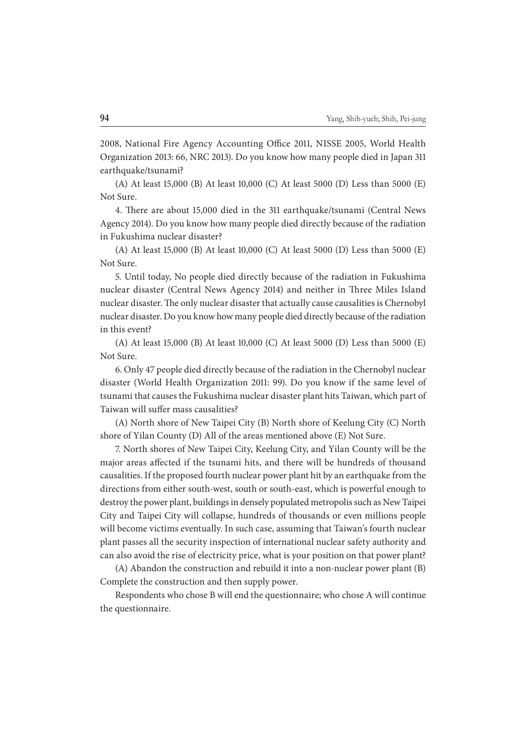2008, National Fire Agency Accounting Office 2011, NISSE 2005, World Health Organization 2013: 66, NRC 2013). Do you know how many people died in Japan 311 earthquake/tsunami?

(A) At least 15,000 (B) At least 10,000 (C) At least 5000 (D) Less than 5000 (E) Not Sure.

4. There are about 15,000 died in the 311 earthquake/tsunami (Central News Agency 2014). Do you know how many people died directly because of the radiation in Fukushima nuclear disaster?

(A) At least 15,000 (B) At least 10,000 (C) At least 5000 (D) Less than 5000 (E) Not Sure.

5. Until today, No people died directly because of the radiation in Fukushima nuclear disaster (Central News Agency 2014) and neither in Three Miles Island nuclear disaster. The only nuclear disaster that actually cause causalities is Chernobyl nuclear disaster. Do you know how many people died directly because of the radiation in this event?

(A) At least 15,000 (B) At least 10,000 (C) At least 5000 (D) Less than 5000 (E) Not Sure.

6. Only 47 people died directly because of the radiation in the Chernobyl nuclear disaster (World Health Organization 2011: 99). Do you know if the same level of tsunami that causes the Fukushima nuclear disaster plant hits Taiwan, which part of Taiwan will suffer mass causalities?

(A) North shore of New Taipei City (B) North shore of Keelung City (C) North shore of Yilan County (D) All of the areas mentioned above (E) Not Sure.

7. North shores of New Taipei City, Keelung City, and Yilan County will be the major areas affected if the tsunami hits, and there will be hundreds of thousand causalities. If the proposed fourth nuclear power plant hit by an earthquake from the directions from either south-west, south or south-east, which is powerful enough to destroy the power plant, buildings in densely populated metropolis such as New Taipei City and Taipei City will collapse, hundreds of thousands or even millions people will become victims eventually. In such case, assuming that Taiwan's fourth nuclear plant passes all the security inspection of international nuclear safety authority and can also avoid the rise of electricity price, what is your position on that power plant?

(A) Abandon the construction and rebuild it into a non-nuclear power plant (B) Complete the construction and then supply power.

Respondents who chose B will end the questionnaire; who chose A will continue the questionnaire.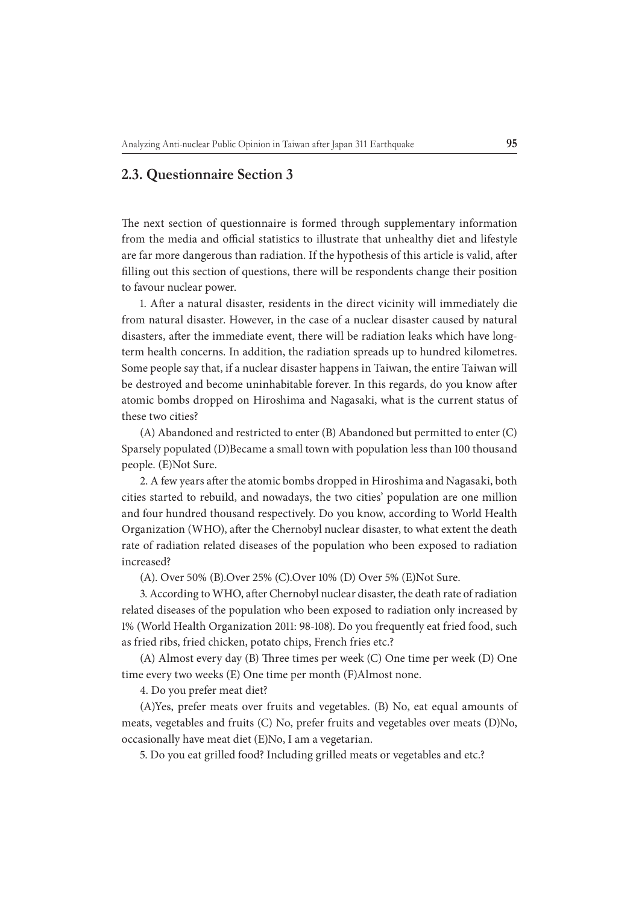## 2.3. Questionnaire Section 3

The next section of questionnaire is formed through supplementary information from the media and official statistics to illustrate that unhealthy diet and lifestyle are far more dangerous than radiation. If the hypothesis of this article is valid, after filling out this section of questions, there will be respondents change their position to favour nuclear power.

1. After a natural disaster, residents in the direct vicinity will immediately die from natural disaster. However, in the case of a nuclear disaster caused by natural disasters, after the immediate event, there will be radiation leaks which have long-term health concerns. In addition, the radiation spreads up to hundred kilometres. Some people say that, if a nuclear disaster happens in Taiwan, the entire Taiwan will be destroyed and become uninhabitable forever. In this regards, do you know after atomic bombs dropped on Hiroshima and Nagasaki, what is the current status of these two cities?

(A) Abandoned and restricted to enter (B) Abandoned but permitted to enter (C) Sparsely populated (D)Became a small town with population less than 100 thousand people. (E)Not Sure.

2. A few years after the atomic bombs dropped in Hiroshima and Nagasaki, both cities started to rebuild, and nowadays, the two cities' population are one million and four hundred thousand respectively. Do you know, according to World Health Organization (WHO), after the Chernobyl nuclear disaster, to what extent the death rate of radiation related diseases of the population who been exposed to radiation increased?

(A). Over 50% (B).Over 25% (C).Over 10% (D) Over 5% (E)Not Sure.

3. According to WHO, after Chernobyl nuclear disaster, the death rate of radiation related diseases of the population who been exposed to radiation only increased by 1% (World Health Organization 2011: 98-108). Do you frequently eat fried food, such as fried ribs, fried chicken, potato chips, French fries etc.?

(A) Almost every day (B) Three times per week (C) One time per week (D) One time every two weeks (E) One time per month (F)Almost none.

4. Do you prefer meat diet?

(A)Yes, prefer meats over fruits and vegetables. (B) No, eat equal amounts of meats, vegetables and fruits (C) No, prefer fruits and vegetables over meats (D)No, occasionally have meat diet (E)No, I am a vegetarian.

5. Do you eat grilled food? Including grilled meats or vegetables and etc.?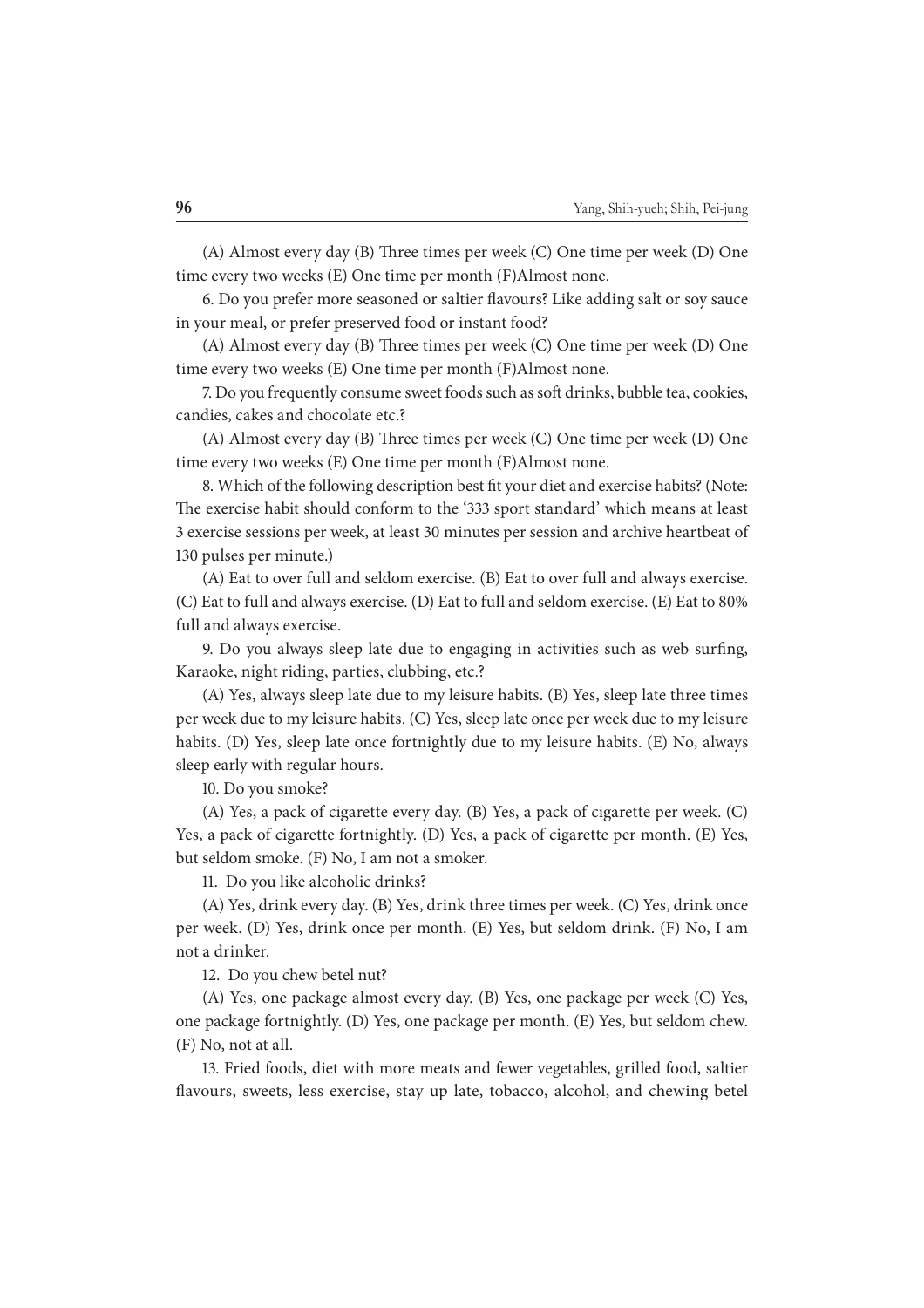(A) Almost every day (B) Three times per week (C) One time per week (D) One time every two weeks (E) One time per month (F)Almost none.

6. Do you prefer more seasoned or saltier flavours? Like adding salt or soy sauce in your meal, or prefer preserved food or instant food?

(A) Almost every day (B) Three times per week (C) One time per week (D) One time every two weeks (E) One time per month (F)Almost none.

7. Do you frequently consume sweet foods such as soft drinks, bubble tea, cookies, candies, cakes and chocolate etc.?

(A) Almost every day (B) Three times per week (C) One time per week (D) One time every two weeks (E) One time per month (F)Almost none.

8. Which of the following description best fit your diet and exercise habits? (Note: The exercise habit should conform to the '333 sport standard' which means at least 3 exercise sessions per week, at least 30 minutes per session and archive heartbeat of 130 pulses per minute.)

(A) Eat to over full and seldom exercise. (B) Eat to over full and always exercise. (C) Eat to full and always exercise. (D) Eat to full and seldom exercise. (E) Eat to 80% full and always exercise.

9. Do you always sleep late due to engaging in activities such as web surfing, Karaoke, night riding, parties, clubbing, etc.?

(A) Yes, always sleep late due to my leisure habits. (B) Yes, sleep late three times per week due to my leisure habits. (C) Yes, sleep late once per week due to my leisure habits. (D) Yes, sleep late once fortnightly due to my leisure habits. (E) No, always sleep early with regular hours.

10. Do you smoke?

(A) Yes, a pack of cigarette every day. (B) Yes, a pack of cigarette per week. (C) Yes, a pack of cigarette fortnightly. (D) Yes, a pack of cigarette per month. (E) Yes, but seldom smoke. (F) No, I am not a smoker.

11. Do you like alcoholic drinks?

(A) Yes, drink every day. (B) Yes, drink three times per week. (C) Yes, drink once per week. (D) Yes, drink once per month. (E) Yes, but seldom drink. (F) No, I am not a drinker.

12. Do you chew betel nut?

(A) Yes, one package almost every day. (B) Yes, one package per week (C) Yes, one package fortnightly. (D) Yes, one package per month. (E) Yes, but seldom chew. (F) No, not at all.

13. Fried foods, diet with more meats and fewer vegetables, grilled food, saltier flavours, sweets, less exercise, stay up late, tobacco, alcohol, and chewing betel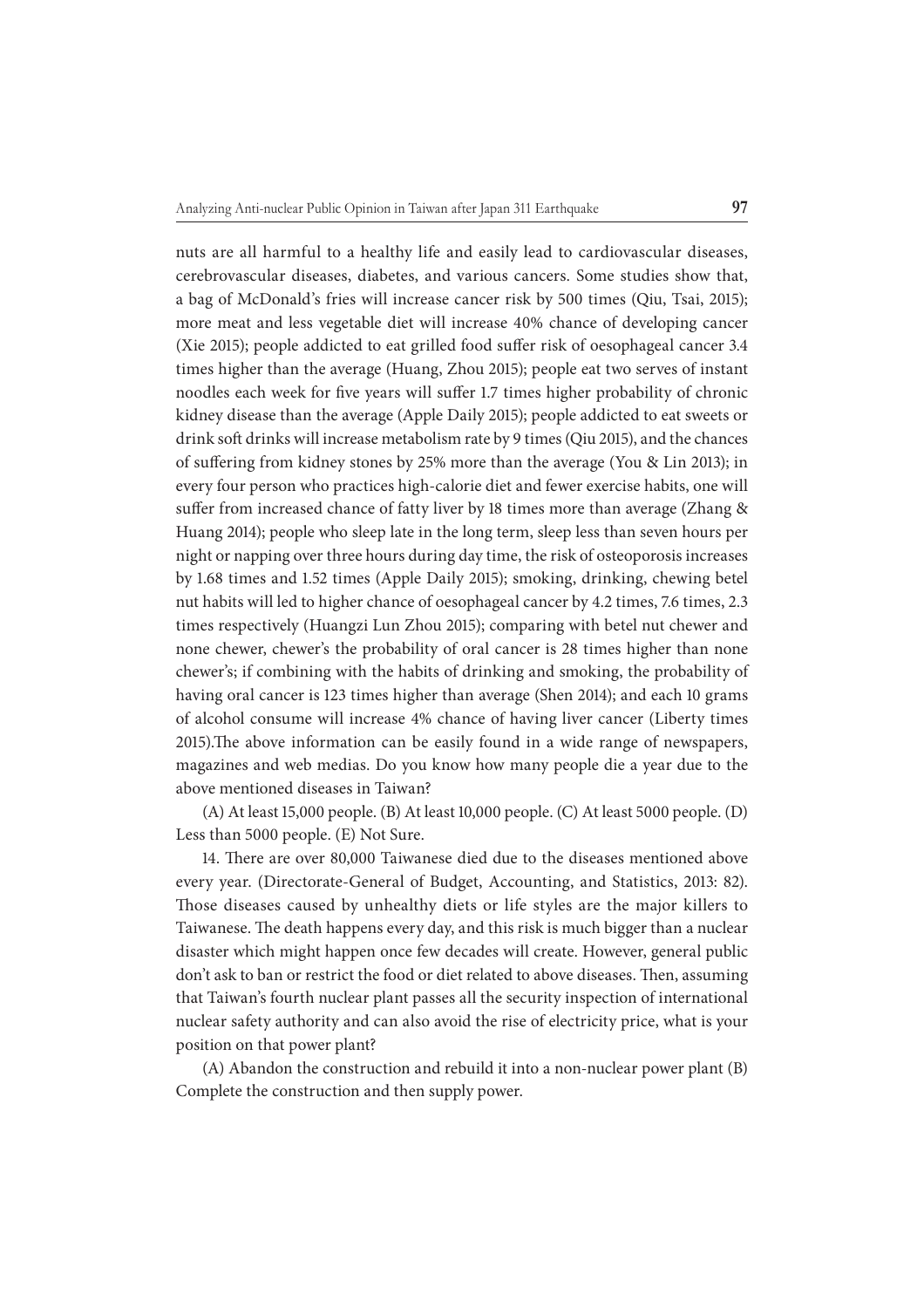nuts are all harmful to a healthy life and easily lead to cardiovascular diseases, cerebrovascular diseases, diabetes, and various cancers. Some studies show that, a bag of McDonald's fries will increase cancer risk by 500 times (Qiu, Tsai, 2015); more meat and less vegetable diet will increase 40% chance of developing cancer (Xie 2015); people addicted to eat grilled food suffer risk of oesophageal cancer 3.4 times higher than the average (Huang, Zhou 2015); people eat two serves of instant noodles each week for five years will suffer 1.7 times higher probability of chronic kidney disease than the average (Apple Daily 2015); people addicted to eat sweets or drink soft drinks will increase metabolism rate by 9 times (Qiu 2015), and the chances of suffering from kidney stones by 25% more than the average (You & Lin 2013); in every four person who practices high-calorie diet and fewer exercise habits, one will suffer from increased chance of fatty liver by 18 times more than average (Zhang & Huang 2014); people who sleep late in the long term, sleep less than seven hours per night or napping over three hours during day time, the risk of osteoporosis increases by 1.68 times and 1.52 times (Apple Daily 2015); smoking, drinking, chewing betel nut habits will led to higher chance of oesophageal cancer by 4.2 times, 7.6 times, 2.3 times respectively (Huangzi Lun Zhou 2015); comparing with betel nut chewer and none chewer, chewer's the probability of oral cancer is 28 times higher than none chewer's; if combining with the habits of drinking and smoking, the probability of having oral cancer is 123 times higher than average (Shen 2014); and each 10 grams of alcohol consume will increase 4% chance of having liver cancer (Liberty times 2015).The above information can be easily found in a wide range of newspapers, magazines and web medias. Do you know how many people die a year due to the above mentioned diseases in Taiwan?

(A) At least 15,000 people. (B) At least 10,000 people. (C) At least 5000 people. (D) Less than 5000 people. (E) Not Sure.

14. There are over 80,000 Taiwanese died due to the diseases mentioned above every year. (Directorate-General of Budget, Accounting, and Statistics, 2013: 82). Those diseases caused by unhealthy diets or life styles are the major killers to Taiwanese. The death happens every day, and this risk is much bigger than a nuclear disaster which might happen once few decades will create. However, general public don't ask to ban or restrict the food or diet related to above diseases. Then, assuming that Taiwan's fourth nuclear plant passes all the security inspection of international nuclear safety authority and can also avoid the rise of electricity price, what is your position on that power plant?

(A) Abandon the construction and rebuild it into a non-nuclear power plant (B) Complete the construction and then supply power.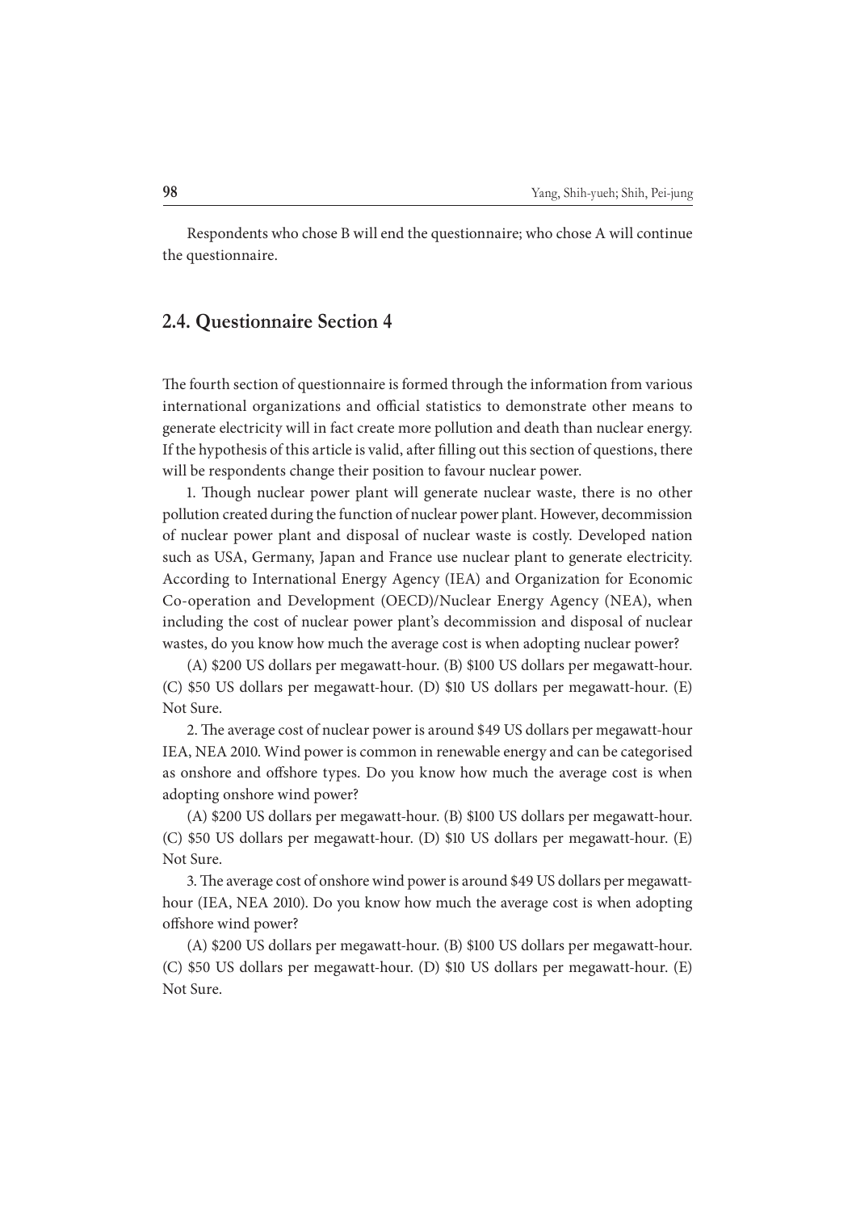Respondents who chose B will end the questionnaire; who chose A will continue the questionnaire.

## 2.4. Questionnaire Section 4

The fourth section of questionnaire is formed through the information from various international organizations and official statistics to demonstrate other means to generate electricity will in fact create more pollution and death than nuclear energy. If the hypothesis of this article is valid, after filling out this section of questions, there will be respondents change their position to favour nuclear power.

1. Though nuclear power plant will generate nuclear waste, there is no other pollution created during the function of nuclear power plant. However, decommission of nuclear power plant and disposal of nuclear waste is costly. Developed nation such as USA, Germany, Japan and France use nuclear plant to generate electricity. According to International Energy Agency (IEA) and Organization for Economic Co-operation and Development (OECD)/Nuclear Energy Agency (NEA), when including the cost of nuclear power plant's decommission and disposal of nuclear wastes, do you know how much the average cost is when adopting nuclear power?

(A) $200 US dollars per megawatt-hour. (B) $100 US dollars per megawatt-hour. (C) $50 US dollars per megawatt-hour. (D) $10 US dollars per megawatt-hour. (E) Not Sure.

2. The average cost of nuclear power is around $49 US dollars per megawatt-hour IEA, NEA 2010. Wind power is common in renewable energy and can be categorised as onshore and offshore types. Do you know how much the average cost is when adopting onshore wind power?

(A) $200 US dollars per megawatt-hour. (B) $100 US dollars per megawatt-hour. (C) $50 US dollars per megawatt-hour. (D) $10 US dollars per megawatt-hour. (E) Not Sure.

3. The average cost of onshore wind power is around $49 US dollars per megawatt-hour (IEA, NEA 2010). Do you know how much the average cost is when adopting offshore wind power?

(A) $200 US dollars per megawatt-hour. (B) $100 US dollars per megawatt-hour. (C) $50 US dollars per megawatt-hour. (D) $10 US dollars per megawatt-hour. (E) Not Sure.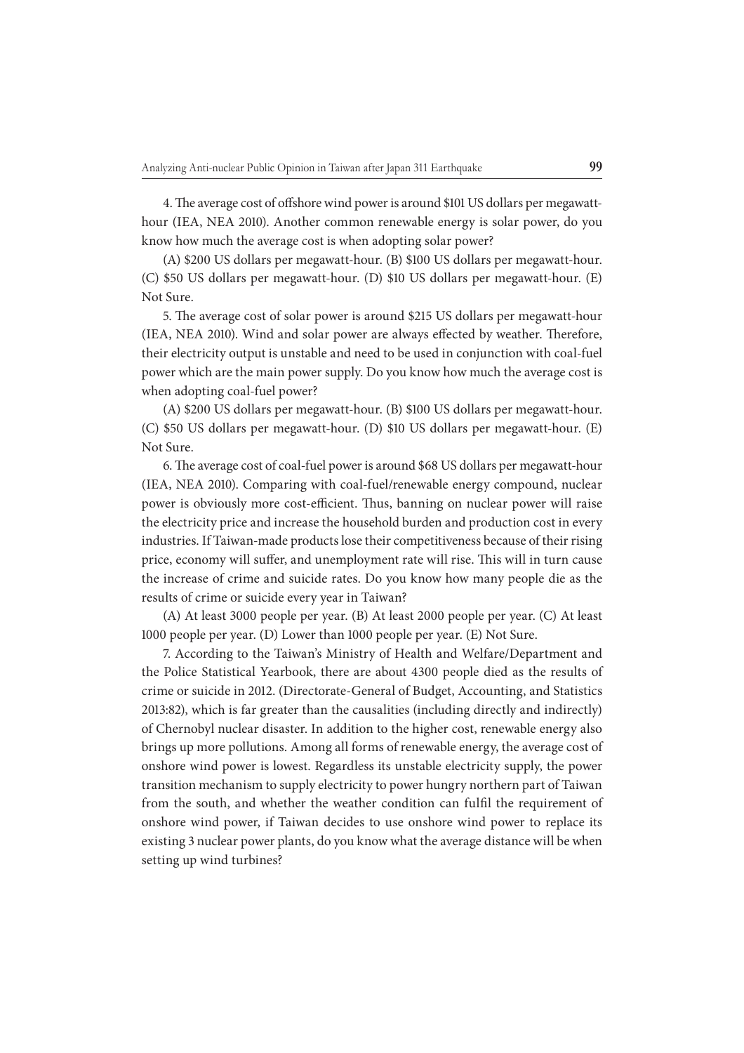4. The average cost of offshore wind power is around \$101 US dollars per megawatt-hour (IEA, NEA 2010). Another common renewable energy is solar power, do you know how much the average cost is when adopting solar power?

(A) \$200 US dollars per megawatt-hour. (B) \$100 US dollars per megawatt-hour. (C) \$50 US dollars per megawatt-hour. (D) \$10 US dollars per megawatt-hour. (E) Not Sure.

5. The average cost of solar power is around \$215 US dollars per megawatt-hour (IEA, NEA 2010). Wind and solar power are always effected by weather. Therefore, their electricity output is unstable and need to be used in conjunction with coal-fuel power which are the main power supply. Do you know how much the average cost is when adopting coal-fuel power?

(A) \$200 US dollars per megawatt-hour. (B) \$100 US dollars per megawatt-hour. (C) \$50 US dollars per megawatt-hour. (D) \$10 US dollars per megawatt-hour. (E) Not Sure.

6. The average cost of coal-fuel power is around \$68 US dollars per megawatt-hour (IEA, NEA 2010). Comparing with coal-fuel/renewable energy compound, nuclear power is obviously more cost-efficient. Thus, banning on nuclear power will raise the electricity price and increase the household burden and production cost in every industries. If Taiwan-made products lose their competitiveness because of their rising price, economy will suffer, and unemployment rate will rise. This will in turn cause the increase of crime and suicide rates. Do you know how many people die as the results of crime or suicide every year in Taiwan?

(A) At least 3000 people per year. (B) At least 2000 people per year. (C) At least 1000 people per year. (D) Lower than 1000 people per year. (E) Not Sure.

7. According to the Taiwan's Ministry of Health and Welfare/Department and the Police Statistical Yearbook, there are about 4300 people died as the results of crime or suicide in 2012. (Directorate-General of Budget, Accounting, and Statistics 2013:82), which is far greater than the causalities (including directly and indirectly) of Chernobyl nuclear disaster. In addition to the higher cost, renewable energy also brings up more pollutions. Among all forms of renewable energy, the average cost of onshore wind power is lowest. Regardless its unstable electricity supply, the power transition mechanism to supply electricity to power hungry northern part of Taiwan from the south, and whether the weather condition can fulfil the requirement of onshore wind power, if Taiwan decides to use onshore wind power to replace its existing 3 nuclear power plants, do you know what the average distance will be when setting up wind turbines?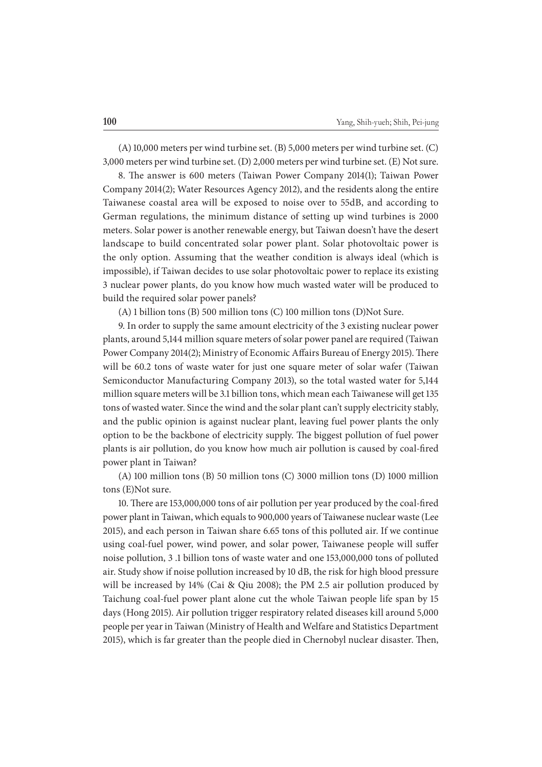(A) 10,000 meters per wind turbine set. (B) 5,000 meters per wind turbine set. (C) 3,000 meters per wind turbine set. (D) 2,000 meters per wind turbine set. (E) Not sure.

8. The answer is 600 meters (Taiwan Power Company 2014(1); Taiwan Power Company 2014(2); Water Resources Agency 2012), and the residents along the entire Taiwanese coastal area will be exposed to noise over to 55dB, and according to German regulations, the minimum distance of setting up wind turbines is 2000 meters. Solar power is another renewable energy, but Taiwan doesn't have the desert landscape to build concentrated solar power plant. Solar photovoltaic power is the only option. Assuming that the weather condition is always ideal (which is impossible), if Taiwan decides to use solar photovoltaic power to replace its existing 3 nuclear power plants, do you know how much wasted water will be produced to build the required solar power panels?

(A) 1 billion tons (B) 500 million tons (C) 100 million tons (D)Not Sure.

9. In order to supply the same amount electricity of the 3 existing nuclear power plants, around 5,144 million square meters of solar power panel are required (Taiwan Power Company 2014(2); Ministry of Economic Affairs Bureau of Energy 2015). There will be 60.2 tons of waste water for just one square meter of solar wafer (Taiwan Semiconductor Manufacturing Company 2013), so the total wasted water for 5,144 million square meters will be 3.1 billion tons, which mean each Taiwanese will get 135 tons of wasted water. Since the wind and the solar plant can't supply electricity stably, and the public opinion is against nuclear plant, leaving fuel power plants the only option to be the backbone of electricity supply. The biggest pollution of fuel power plants is air pollution, do you know how much air pollution is caused by coal-fired power plant in Taiwan?

(A) 100 million tons (B) 50 million tons (C) 3000 million tons (D) 1000 million tons (E)Not sure.

10. There are 153,000,000 tons of air pollution per year produced by the coal-fired power plant in Taiwan, which equals to 900,000 years of Taiwanese nuclear waste (Lee 2015), and each person in Taiwan share 6.65 tons of this polluted air. If we continue using coal-fuel power, wind power, and solar power, Taiwanese people will suffer noise pollution, 3 .1 billion tons of waste water and one 153,000,000 tons of polluted air. Study show if noise pollution increased by 10 dB, the risk for high blood pressure will be increased by 14% (Cai & Qiu 2008); the PM 2.5 air pollution produced by Taichung coal-fuel power plant alone cut the whole Taiwan people life span by 15 days (Hong 2015). Air pollution trigger respiratory related diseases kill around 5,000 people per year in Taiwan (Ministry of Health and Welfare and Statistics Department 2015), which is far greater than the people died in Chernobyl nuclear disaster. Then,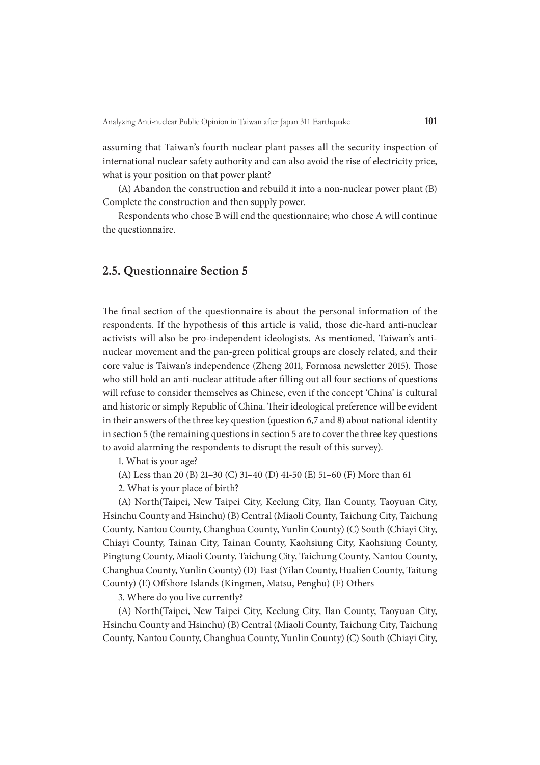assuming that Taiwan's fourth nuclear plant passes all the security inspection of international nuclear safety authority and can also avoid the rise of electricity price, what is your position on that power plant?

(A) Abandon the construction and rebuild it into a non-nuclear power plant (B) Complete the construction and then supply power.

Respondents who chose B will end the questionnaire; who chose A will continue the questionnaire.

## 2.5. Questionnaire Section 5

The final section of the questionnaire is about the personal information of the respondents. If the hypothesis of this article is valid, those die-hard anti-nuclear activists will also be pro-independent ideologists. As mentioned, Taiwan's anti-nuclear movement and the pan-green political groups are closely related, and their core value is Taiwan's independence (Zheng 2011, Formosa newsletter 2015). Those who still hold an anti-nuclear attitude after filling out all four sections of questions will refuse to consider themselves as Chinese, even if the concept 'China' is cultural and historic or simply Republic of China. Their ideological preference will be evident in their answers of the three key question (question 6,7 and 8) about national identity in section 5 (the remaining questions in section 5 are to cover the three key questions to avoid alarming the respondents to disrupt the result of this survey).

1. What is your age?

(A) Less than 20 (B) 21–30 (C) 31–40 (D) 41-50 (E) 51–60 (F) More than 61

2. What is your place of birth?

(A) North(Taipei, New Taipei City, Keelung City, Ilan County, Taoyuan City, Hsinchu County and Hsinchu) (B) Central (Miaoli County, Taichung City, Taichung County, Nantou County, Changhua County, Yunlin County) (C) South (Chiayi City, Chiayi County, Tainan City, Tainan County, Kaohsiung City, Kaohsiung County, Pingtung County, Miaoli County, Taichung City, Taichung County, Nantou County, Changhua County, Yunlin County) (D) East (Yilan County, Hualien County, Taitung County) (E) Offshore Islands (Kingmen, Matsu, Penghu) (F) Others

3. Where do you live currently?

(A) North(Taipei, New Taipei City, Keelung City, Ilan County, Taoyuan City, Hsinchu County and Hsinchu) (B) Central (Miaoli County, Taichung City, Taichung County, Nantou County, Changhua County, Yunlin County) (C) South (Chiayi City,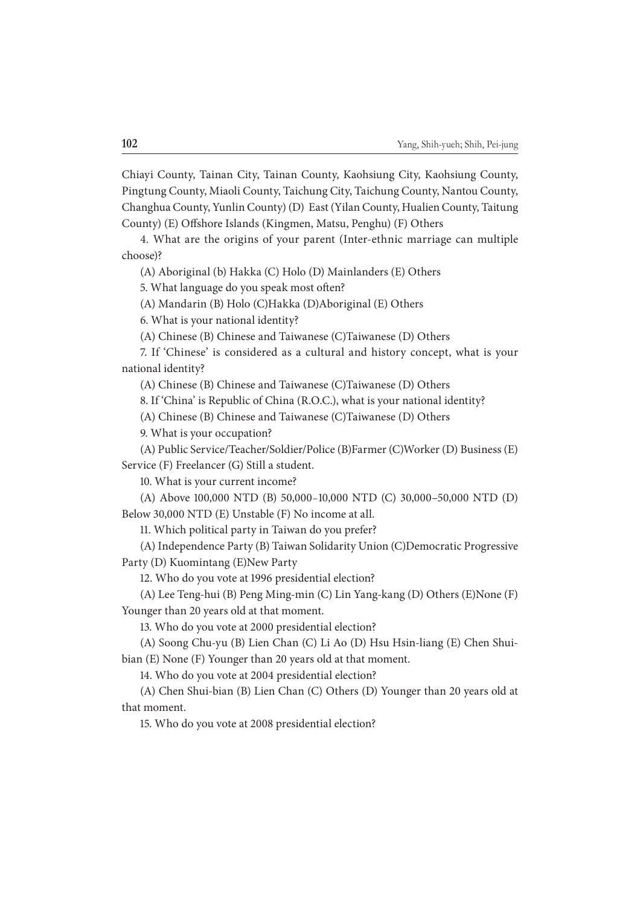Chiayi County, Tainan City, Tainan County, Kaohsiung City, Kaohsiung County, Pingtung County, Miaoli County, Taichung City, Taichung County, Nantou County, Changhua County, Yunlin County) (D) East (Yilan County, Hualien County, Taitung County) (E) Offshore Islands (Kingmen, Matsu, Penghu) (F) Others

4. What are the origins of your parent (Inter-ethnic marriage can multiple choose)?

(A) Aboriginal (b) Hakka (C) Holo (D) Mainlanders (E) Others

5. What language do you speak most often?

(A) Mandarin (B) Holo (C)Hakka (D)Aboriginal (E) Others

6. What is your national identity?

(A) Chinese (B) Chinese and Taiwanese (C)Taiwanese (D) Others

7. If 'Chinese' is considered as a cultural and history concept, what is your national identity?

(A) Chinese (B) Chinese and Taiwanese (C)Taiwanese (D) Others

8. If 'China' is Republic of China (R.O.C.), what is your national identity?

(A) Chinese (B) Chinese and Taiwanese (C)Taiwanese (D) Others

9. What is your occupation?

(A) Public Service/Teacher/Soldier/Police (B)Farmer (C)Worker (D) Business (E) Service (F) Freelancer (G) Still a student.

10. What is your current income?

(A) Above 100,000 NTD (B) 50,000–10,000 NTD (C) 30,000–50,000 NTD (D) Below 30,000 NTD (E) Unstable (F) No income at all.

11. Which political party in Taiwan do you prefer?

(A) Independence Party (B) Taiwan Solidarity Union (C)Democratic Progressive Party (D) Kuomintang (E)New Party

12. Who do you vote at 1996 presidential election?

(A) Lee Teng-hui (B) Peng Ming-min (C) Lin Yang-kang (D) Others (E)None (F) Younger than 20 years old at that moment.

13. Who do you vote at 2000 presidential election?

(A) Soong Chu-yu (B) Lien Chan (C) Li Ao (D) Hsu Hsin-liang (E) Chen Shui-bian (E) None (F) Younger than 20 years old at that moment.

14. Who do you vote at 2004 presidential election?

(A) Chen Shui-bian (B) Lien Chan (C) Others (D) Younger than 20 years old at that moment.

15. Who do you vote at 2008 presidential election?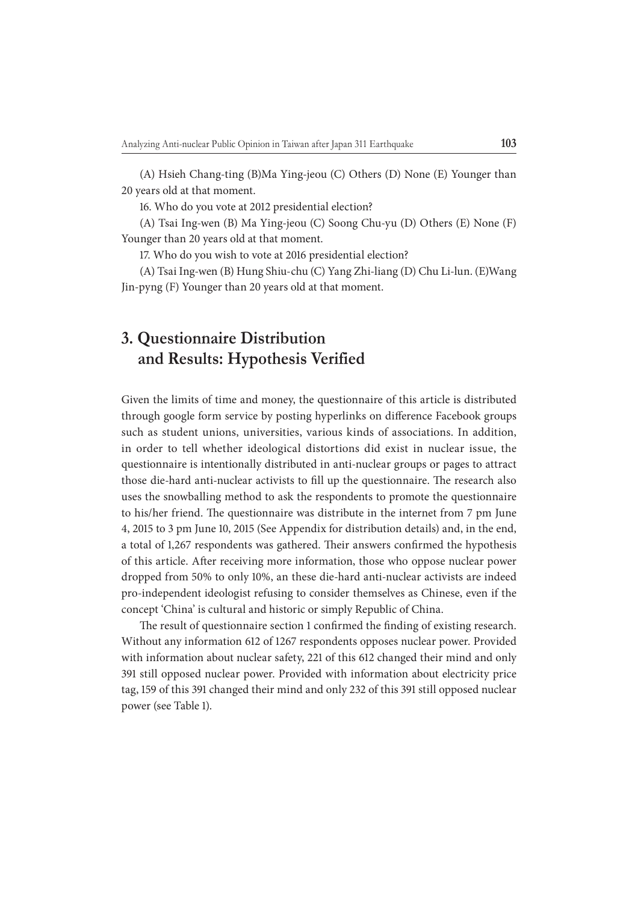(A) Hsieh Chang-ting (B)Ma Ying-jeou (C) Others (D) None (E) Younger than 20 years old at that moment.

16. Who do you vote at 2012 presidential election?

(A) Tsai Ing-wen (B) Ma Ying-jeou (C) Soong Chu-yu (D) Others (E) None (F) Younger than 20 years old at that moment.

17. Who do you wish to vote at 2016 presidential election?

(A) Tsai Ing-wen (B) Hung Shiu-chu (C) Yang Zhi-liang (D) Chu Li-lun. (E)Wang Jin-pyng (F) Younger than 20 years old at that moment.

## 3. Questionnaire Distribution and Results: Hypothesis Verified

Given the limits of time and money, the questionnaire of this article is distributed through google form service by posting hyperlinks on difference Facebook groups such as student unions, universities, various kinds of associations. In addition, in order to tell whether ideological distortions did exist in nuclear issue, the questionnaire is intentionally distributed in anti-nuclear groups or pages to attract those die-hard anti-nuclear activists to fill up the questionnaire. The research also uses the snowballing method to ask the respondents to promote the questionnaire to his/her friend. The questionnaire was distribute in the internet from 7 pm June 4, 2015 to 3 pm June 10, 2015 (See Appendix for distribution details) and, in the end, a total of 1,267 respondents was gathered. Their answers confirmed the hypothesis of this article. After receiving more information, those who oppose nuclear power dropped from 50% to only 10%, an these die-hard anti-nuclear activists are indeed pro-independent ideologist refusing to consider themselves as Chinese, even if the concept 'China' is cultural and historic or simply Republic of China.

The result of questionnaire section 1 confirmed the finding of existing research. Without any information 612 of 1267 respondents opposes nuclear power. Provided with information about nuclear safety, 221 of this 612 changed their mind and only 391 still opposed nuclear power. Provided with information about electricity price tag, 159 of this 391 changed their mind and only 232 of this 391 still opposed nuclear power (see Table 1).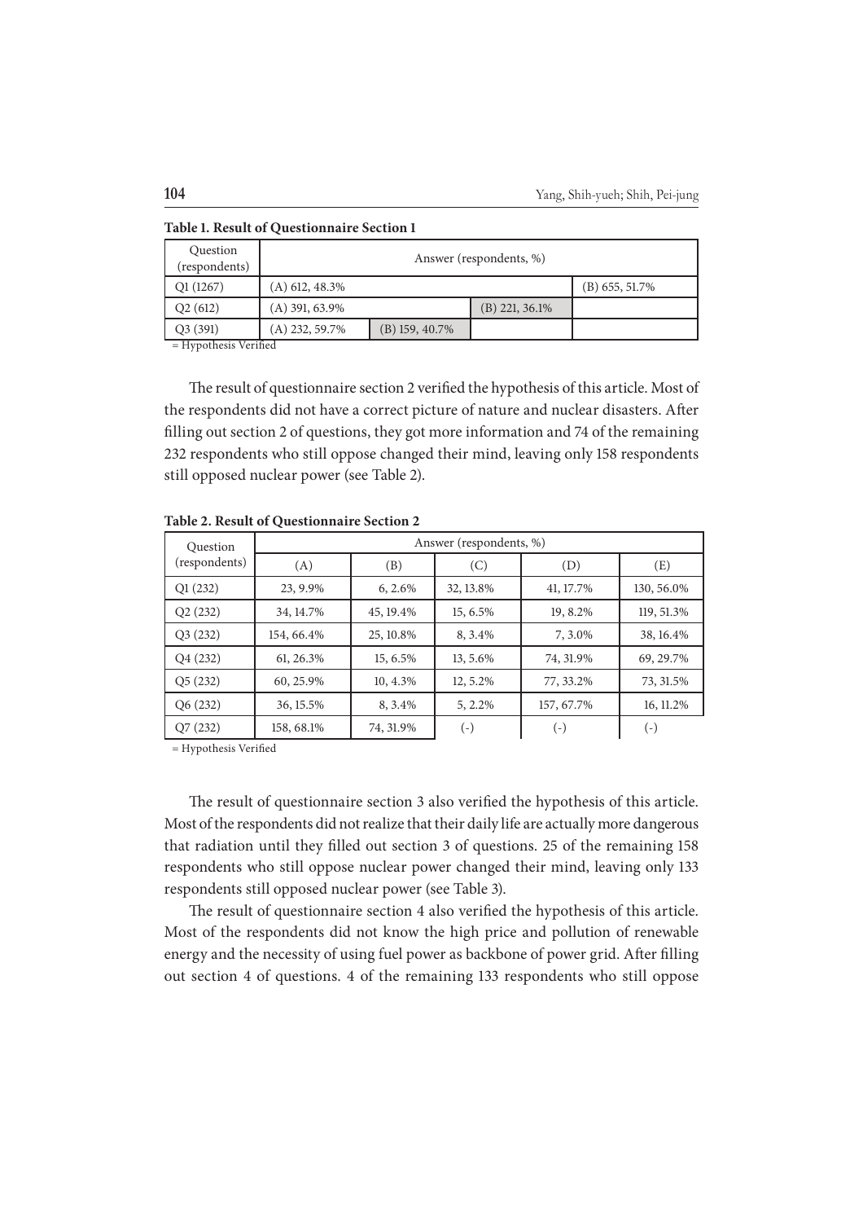**Table 1. Result of Questionnaire Section 1**

| Question (respondents) | Answer (respondents, %) | | | |
|---|---|---|---|---|
| Q1 (1267) | (A) 612, 48.3% | | | (B) 655, 51.7% |
| Q2 (612) | (A) 391, 63.9% | | (B) 221, 36.1% | |
| Q3 (391) | (A) 232, 59.7% | (B) 159, 40.7% | | |

= Hypothesis Verified

The result of questionnaire section 2 verified the hypothesis of this article. Most of the respondents did not have a correct picture of nature and nuclear disasters. After filling out section 2 of questions, they got more information and 74 of the remaining 232 respondents who still oppose changed their mind, leaving only 158 respondents still opposed nuclear power (see Table 2).

**Table 2. Result of Questionnaire Section 2**

| Question (respondents) | Answer (respondents, %) | | | | |
|---|---|---|---|---|---|
| | (A) | (B) | (C) | (D) | (E) |
| Q1 (232) | 23, 9.9% | 6, 2.6% | 32, 13.8% | 41, 17.7% | 130, 56.0% |
| Q2 (232) | 34, 14.7% | 45, 19.4% | 15, 6.5% | 19, 8.2% | 119, 51.3% |
| Q3 (232) | 154, 66.4% | 25, 10.8% | 8, 3.4% | 7, 3.0% | 38, 16.4% |
| Q4 (232) | 61, 26.3% | 15, 6.5% | 13, 5.6% | 74, 31.9% | 69, 29.7% |
| Q5 (232) | 60, 25.9% | 10, 4.3% | 12, 5.2% | 77, 33.2% | 73, 31.5% |
| Q6 (232) | 36, 15.5% | 8, 3.4% | 5, 2.2% | 157, 67.7% | 16, 11.2% |
| Q7 (232) | 158, 68.1% | 74, 31.9% | (-) | (-) | (-) |

= Hypothesis Verified

The result of questionnaire section 3 also verified the hypothesis of this article. Most of the respondents did not realize that their daily life are actually more dangerous that radiation until they filled out section 3 of questions. 25 of the remaining 158 respondents who still oppose nuclear power changed their mind, leaving only 133 respondents still opposed nuclear power (see Table 3).

The result of questionnaire section 4 also verified the hypothesis of this article. Most of the respondents did not know the high price and pollution of renewable energy and the necessity of using fuel power as backbone of power grid. After filling out section 4 of questions. 4 of the remaining 133 respondents who still oppose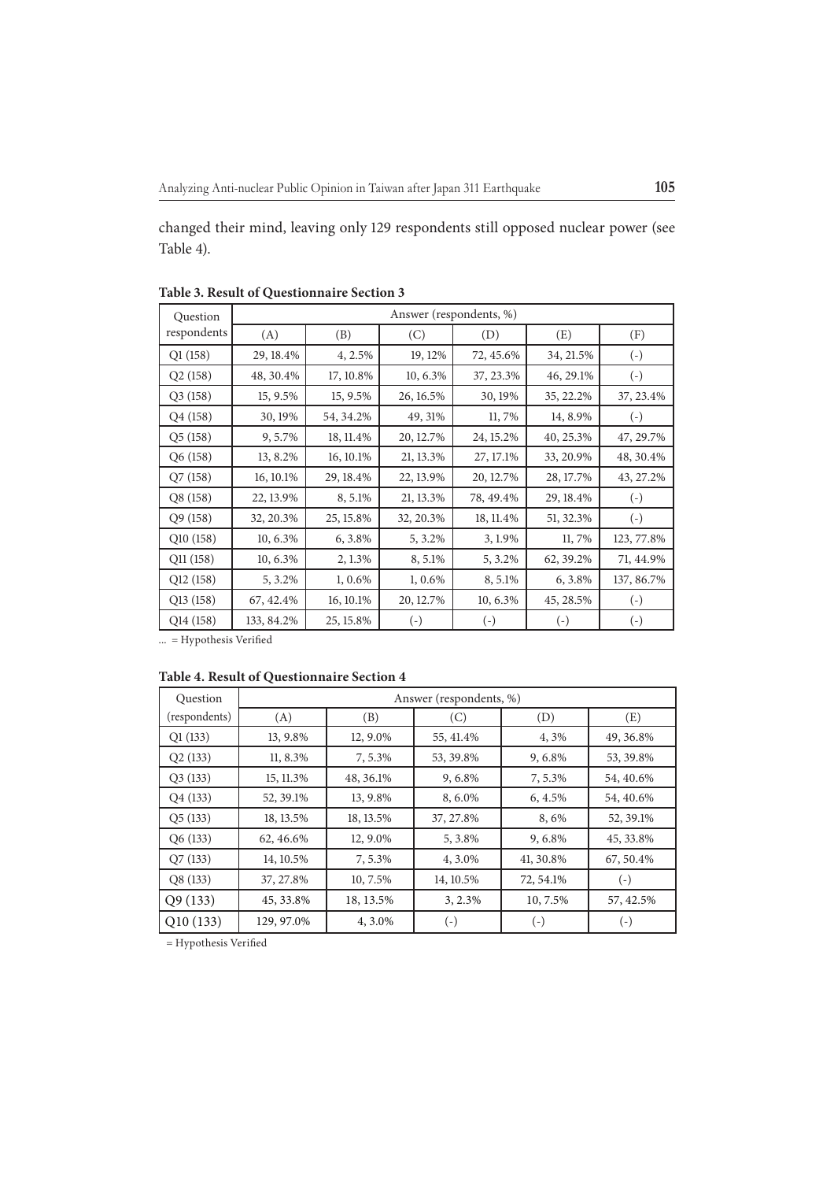changed their mind, leaving only 129 respondents still opposed nuclear power (see Table 4).

**Table 3. Result of Questionnaire Section 3**

| Question respondents | Answer (respondents, %) | | | | | |
|---|---|---|---|---|---|---|
| | (A) | (B) | (C) | (D) | (E) | (F) |
| Q1 (158) | 29, 18.4% | 4, 2.5% | 19, 12% | 72, 45.6% | 34, 21.5% | (-) |
| Q2 (158) | 48, 30.4% | 17, 10.8% | 10, 6.3% | 37, 23.3% | 46, 29.1% | (-) |
| Q3 (158) | 15, 9.5% | 15, 9.5% | 26, 16.5% | 30, 19% | 35, 22.2% | 37, 23.4% |
| Q4 (158) | 30, 19% | 54, 34.2% | 49, 31% | 11, 7% | 14, 8.9% | (-) |
| Q5 (158) | 9, 5.7% | 18, 11.4% | 20, 12.7% | 24, 15.2% | 40, 25.3% | 47, 29.7% |
| Q6 (158) | 13, 8.2% | 16, 10.1% | 21, 13.3% | 27, 17.1% | 33, 20.9% | 48, 30.4% |
| Q7 (158) | 16, 10.1% | 29, 18.4% | 22, 13.9% | 20, 12.7% | 28, 17.7% | 43, 27.2% |
| Q8 (158) | 22, 13.9% | 8, 5.1% | 21, 13.3% | 78, 49.4% | 29, 18.4% | (-) |
| Q9 (158) | 32, 20.3% | 25, 15.8% | 32, 20.3% | 18, 11.4% | 51, 32.3% | (-) |
| Q10 (158) | 10, 6.3% | 6, 3.8% | 5, 3.2% | 3, 1.9% | 11, 7% | 123, 77.8% |
| Q11 (158) | 10, 6.3% | 2, 1.3% | 8, 5.1% | 5, 3.2% | 62, 39.2% | 71, 44.9% |
| Q12 (158) | 5, 3.2% | 1, 0.6% | 1, 0.6% | 8, 5.1% | 6, 3.8% | 137, 86.7% |
| Q13 (158) | 67, 42.4% | 16, 10.1% | 20, 12.7% | 10, 6.3% | 45, 28.5% | (-) |
| Q14 (158) | 133, 84.2% | 25, 15.8% | (-) | (-) | (-) | (-) |

... = Hypothesis Verified

**Table 4. Result of Questionnaire Section 4**

| Question (respondents) | Answer (respondents, %) | | | | |
|---|---|---|---|---|---|
| | (A) | (B) | (C) | (D) | (E) |
| Q1 (133) | 13, 9.8% | 12, 9.0% | 55, 41.4% | 4, 3% | 49, 36.8% |
| Q2 (133) | 11, 8.3% | 7, 5.3% | 53, 39.8% | 9, 6.8% | 53, 39.8% |
| Q3 (133) | 15, 11.3% | 48, 36.1% | 9, 6.8% | 7, 5.3% | 54, 40.6% |
| Q4 (133) | 52, 39.1% | 13, 9.8% | 8, 6.0% | 6, 4.5% | 54, 40.6% |
| Q5 (133) | 18, 13.5% | 18, 13.5% | 37, 27.8% | 8, 6% | 52, 39.1% |
| Q6 (133) | 62, 46.6% | 12, 9.0% | 5, 3.8% | 9, 6.8% | 45, 33.8% |
| Q7 (133) | 14, 10.5% | 7, 5.3% | 4, 3.0% | 41, 30.8% | 67, 50.4% |
| Q8 (133) | 37, 27.8% | 10, 7.5% | 14, 10.5% | 72, 54.1% | (-) |
| Q9 (133) | 45, 33.8% | 18, 13.5% | 3, 2.3% | 10, 7.5% | 57, 42.5% |
| Q10 (133) | 129, 97.0% | 4, 3.0% | (-) | (-) | (-) |

= Hypothesis Verified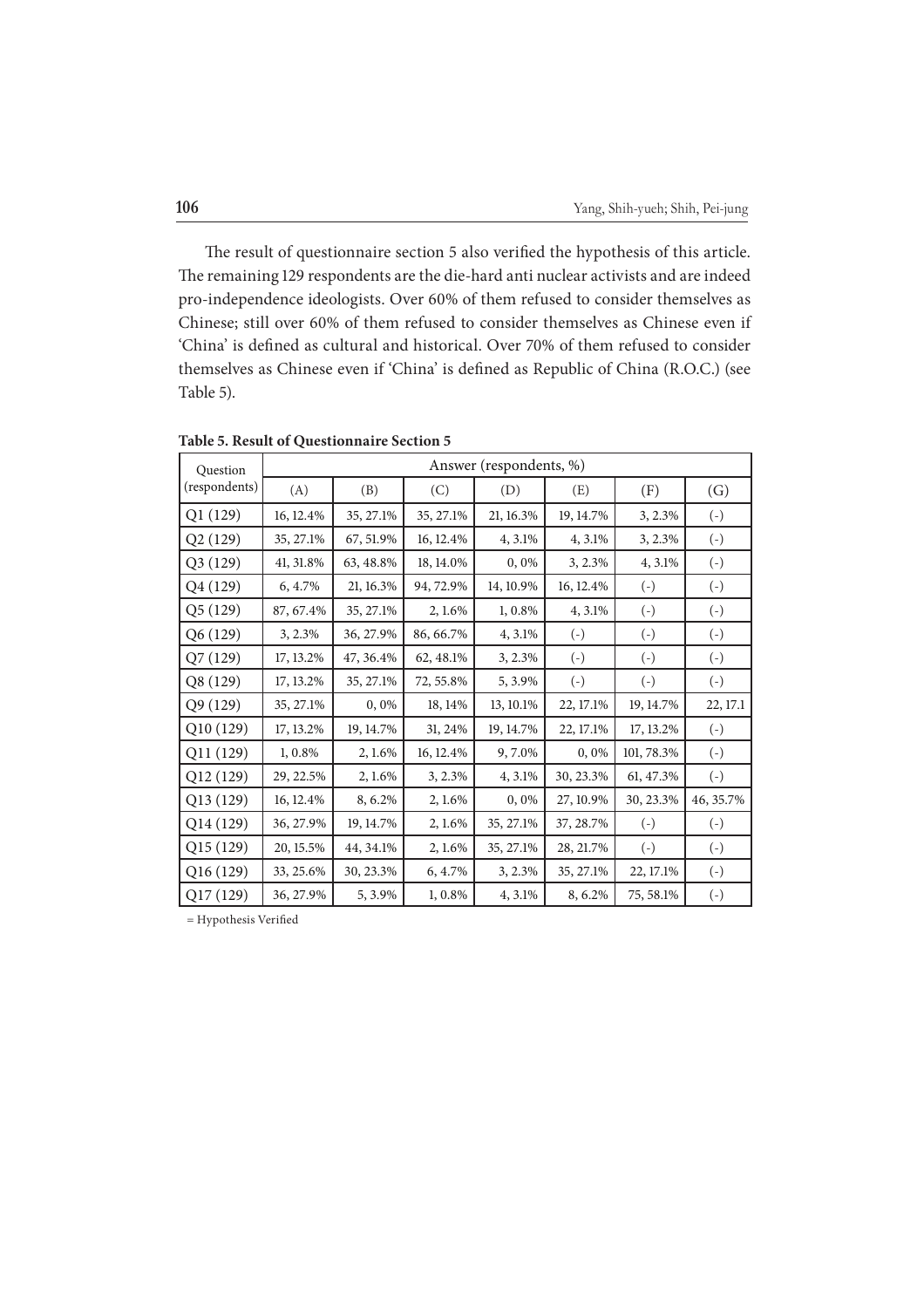The result of questionnaire section 5 also verified the hypothesis of this article. The remaining 129 respondents are the die-hard anti nuclear activists and are indeed pro-independence ideologists. Over 60% of them refused to consider themselves as Chinese; still over 60% of them refused to consider themselves as Chinese even if 'China' is defined as cultural and historical. Over 70% of them refused to consider themselves as Chinese even if 'China' is defined as Republic of China (R.O.C.) (see Table 5).

**Table 5. Result of Questionnaire Section 5**

| Question (respondents) | Answer (respondents, %) | | | | | | |
|---|---|---|---|---|---|---|---|
| | (A) | (B) | (C) | (D) | (E) | (F) | (G) |
| Q1 (129) | 16, 12.4% | 35, 27.1% | 35, 27.1% | 21, 16.3% | 19, 14.7% | 3, 2.3% | (-) |
| Q2 (129) | 35, 27.1% | 67, 51.9% | 16, 12.4% | 4, 3.1% | 4, 3.1% | 3, 2.3% | (-) |
| Q3 (129) | 41, 31.8% | 63, 48.8% | 18, 14.0% | 0, 0% | 3, 2.3% | 4, 3.1% | (-) |
| Q4 (129) | 6, 4.7% | 21, 16.3% | 94, 72.9% | 14, 10.9% | 16, 12.4% | (-) | (-) |
| Q5 (129) | 87, 67.4% | 35, 27.1% | 2, 1.6% | 1, 0.8% | 4, 3.1% | (-) | (-) |
| Q6 (129) | 3, 2.3% | 36, 27.9% | 86, 66.7% | 4, 3.1% | (-) | (-) | (-) |
| Q7 (129) | 17, 13.2% | 47, 36.4% | 62, 48.1% | 3, 2.3% | (-) | (-) | (-) |
| Q8 (129) | 17, 13.2% | 35, 27.1% | 72, 55.8% | 5, 3.9% | (-) | (-) | (-) |
| Q9 (129) | 35, 27.1% | 0, 0% | 18, 14% | 13, 10.1% | 22, 17.1% | 19, 14.7% | 22, 17.1 |
| Q10 (129) | 17, 13.2% | 19, 14.7% | 31, 24% | 19, 14.7% | 22, 17.1% | 17, 13.2% | (-) |
| Q11 (129) | 1, 0.8% | 2, 1.6% | 16, 12.4% | 9, 7.0% | 0, 0% | 101, 78.3% | (-) |
| Q12 (129) | 29, 22.5% | 2, 1.6% | 3, 2.3% | 4, 3.1% | 30, 23.3% | 61, 47.3% | (-) |
| Q13 (129) | 16, 12.4% | 8, 6.2% | 2, 1.6% | 0, 0% | 27, 10.9% | 30, 23.3% | 46, 35.7% |
| Q14 (129) | 36, 27.9% | 19, 14.7% | 2, 1.6% | 35, 27.1% | 37, 28.7% | (-) | (-) |
| Q15 (129) | 20, 15.5% | 44, 34.1% | 2, 1.6% | 35, 27.1% | 28, 21.7% | (-) | (-) |
| Q16 (129) | 33, 25.6% | 30, 23.3% | 6, 4.7% | 3, 2.3% | 35, 27.1% | 22, 17.1% | (-) |
| Q17 (129) | 36, 27.9% | 5, 3.9% | 1, 0.8% | 4, 3.1% | 8, 6.2% | 75, 58.1% | (-) |

= Hypothesis Verified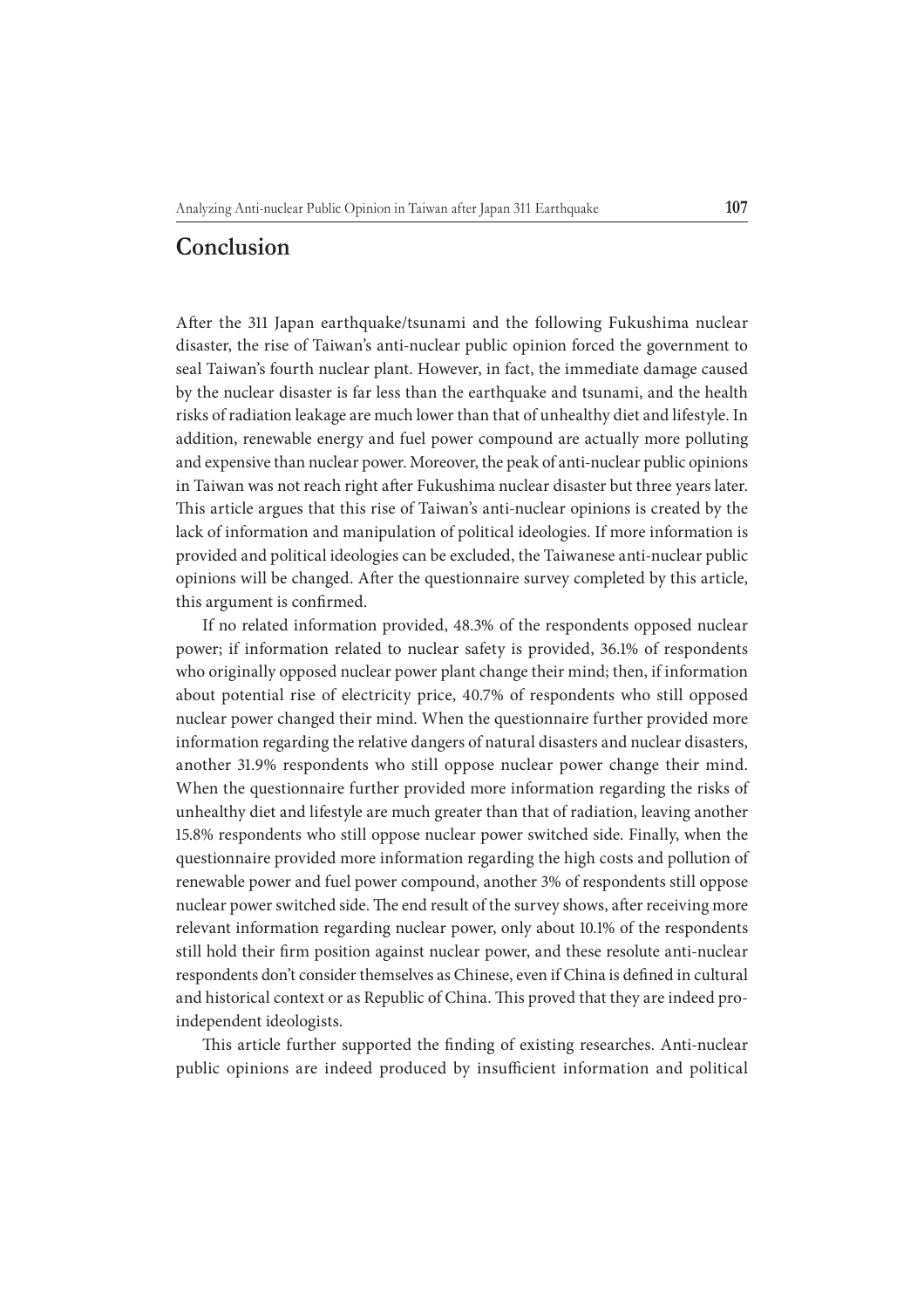## Conclusion

After the 311 Japan earthquake/tsunami and the following Fukushima nuclear disaster, the rise of Taiwan's anti-nuclear public opinion forced the government to seal Taiwan's fourth nuclear plant. However, in fact, the immediate damage caused by the nuclear disaster is far less than the earthquake and tsunami, and the health risks of radiation leakage are much lower than that of unhealthy diet and lifestyle. In addition, renewable energy and fuel power compound are actually more polluting and expensive than nuclear power. Moreover, the peak of anti-nuclear public opinions in Taiwan was not reach right after Fukushima nuclear disaster but three years later. This article argues that this rise of Taiwan's anti-nuclear opinions is created by the lack of information and manipulation of political ideologies. If more information is provided and political ideologies can be excluded, the Taiwanese anti-nuclear public opinions will be changed. After the questionnaire survey completed by this article, this argument is confirmed.

If no related information provided, 48.3% of the respondents opposed nuclear power; if information related to nuclear safety is provided, 36.1% of respondents who originally opposed nuclear power plant change their mind; then, if information about potential rise of electricity price, 40.7% of respondents who still opposed nuclear power changed their mind. When the questionnaire further provided more information regarding the relative dangers of natural disasters and nuclear disasters, another 31.9% respondents who still oppose nuclear power change their mind. When the questionnaire further provided more information regarding the risks of unhealthy diet and lifestyle are much greater than that of radiation, leaving another 15.8% respondents who still oppose nuclear power switched side. Finally, when the questionnaire provided more information regarding the high costs and pollution of renewable power and fuel power compound, another 3% of respondents still oppose nuclear power switched side. The end result of the survey shows, after receiving more relevant information regarding nuclear power, only about 10.1% of the respondents still hold their firm position against nuclear power, and these resolute anti-nuclear respondents don't consider themselves as Chinese, even if China is defined in cultural and historical context or as Republic of China. This proved that they are indeed pro-independent ideologists.

This article further supported the finding of existing researches. Anti-nuclear public opinions are indeed produced by insufficient information and political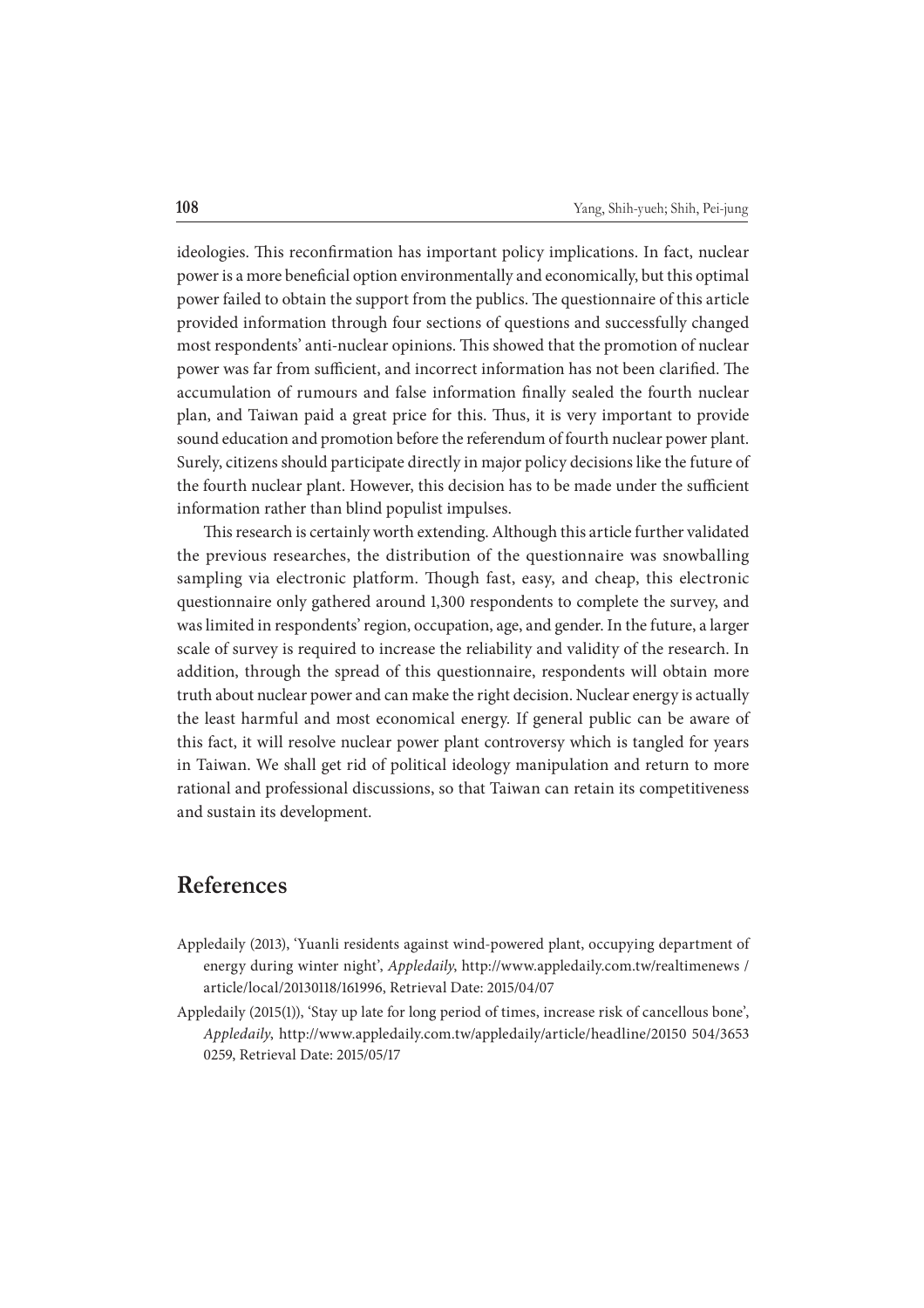ideologies. This reconfirmation has important policy implications. In fact, nuclear power is a more beneficial option environmentally and economically, but this optimal power failed to obtain the support from the publics. The questionnaire of this article provided information through four sections of questions and successfully changed most respondents' anti-nuclear opinions. This showed that the promotion of nuclear power was far from sufficient, and incorrect information has not been clarified. The accumulation of rumours and false information finally sealed the fourth nuclear plan, and Taiwan paid a great price for this. Thus, it is very important to provide sound education and promotion before the referendum of fourth nuclear power plant. Surely, citizens should participate directly in major policy decisions like the future of the fourth nuclear plant. However, this decision has to be made under the sufficient information rather than blind populist impulses.

This research is certainly worth extending. Although this article further validated the previous researches, the distribution of the questionnaire was snowballing sampling via electronic platform. Though fast, easy, and cheap, this electronic questionnaire only gathered around 1,300 respondents to complete the survey, and was limited in respondents' region, occupation, age, and gender. In the future, a larger scale of survey is required to increase the reliability and validity of the research. In addition, through the spread of this questionnaire, respondents will obtain more truth about nuclear power and can make the right decision. Nuclear energy is actually the least harmful and most economical energy. If general public can be aware of this fact, it will resolve nuclear power plant controversy which is tangled for years in Taiwan. We shall get rid of political ideology manipulation and return to more rational and professional discussions, so that Taiwan can retain its competitiveness and sustain its development.

## References

Appledaily (2013), 'Yuanli residents against wind-powered plant, occupying department of energy during winter night', *Appledaily*, http://www.appledaily.com.tw/realtimenews / article/local/20130118/161996, Retrieval Date: 2015/04/07

Appledaily (2015(1)), 'Stay up late for long period of times, increase risk of cancellous bone', *Appledaily*, http://www.appledaily.com.tw/appledaily/article/headline/20150 504/3653 0259, Retrieval Date: 2015/05/17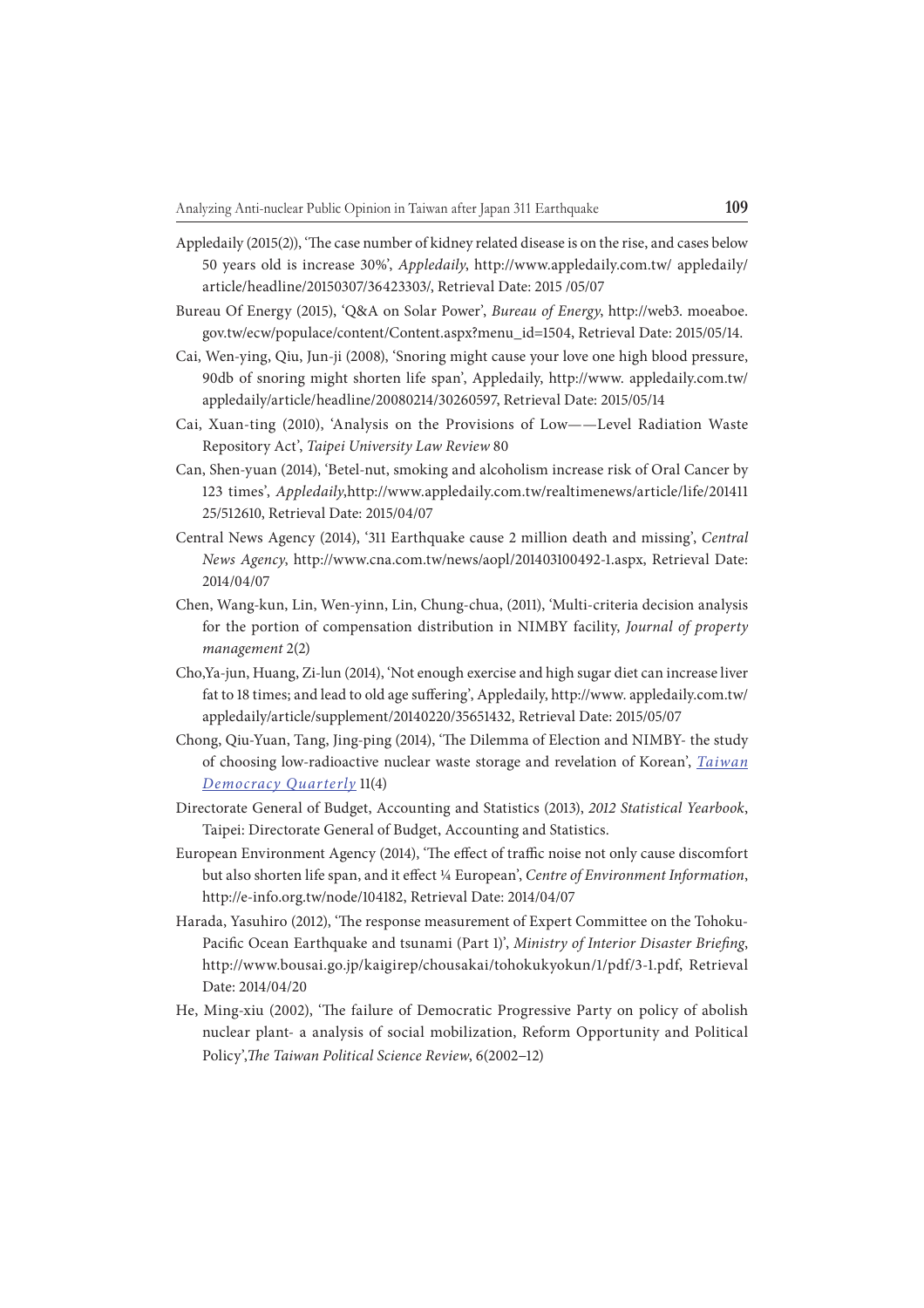Appledaily (2015(2)), 'The case number of kidney related disease is on the rise, and cases below 50 years old is increase 30%', *Appledaily*, http://www.appledaily.com.tw/ appledaily/article/headline/20150307/36423303/, Retrieval Date: 2015 /05/07

Bureau Of Energy (2015), 'Q&A on Solar Power', *Bureau of Energy*, http://web3. moeaboe.gov.tw/ecw/populace/content/Content.aspx?menu_id=1504, Retrieval Date: 2015/05/14.

Cai, Wen-ying, Qiu, Jun-ji (2008), 'Snoring might cause your love one high blood pressure, 90db of snoring might shorten life span', Appledaily, http://www. appledaily.com.tw/appledaily/article/headline/20080214/30260597, Retrieval Date: 2015/05/14

Cai, Xuan-ting (2010), 'Analysis on the Provisions of Low——Level Radiation Waste Repository Act', *Taipei University Law Review* 80

Can, Shen-yuan (2014), 'Betel-nut, smoking and alcoholism increase risk of Oral Cancer by 123 times', *Appledaily*,http://www.appledaily.com.tw/realtimenews/article/life/20141125/512610, Retrieval Date: 2015/04/07

Central News Agency (2014), '311 Earthquake cause 2 million death and missing', *Central News Agency*, http://www.cna.com.tw/news/aopl/201403100492-1.aspx, Retrieval Date: 2014/04/07

Chen, Wang-kun, Lin, Wen-yinn, Lin, Chung-chua, (2011), 'Multi-criteria decision analysis for the portion of compensation distribution in NIMBY facility, *Journal of property management* 2(2)

Cho,Ya-jun, Huang, Zi-lun (2014), 'Not enough exercise and high sugar diet can increase liver fat to 18 times; and lead to old age suffering', Appledaily, http://www. appledaily.com.tw/appledaily/article/supplement/20140220/35651432, Retrieval Date: 2015/05/07

Chong, Qiu-Yuan, Tang, Jing-ping (2014), 'The Dilemma of Election and NIMBY- the study of choosing low-radioactive nuclear waste storage and revelation of Korean', *Taiwan Democracy Quarterly* 11(4)

Directorate General of Budget, Accounting and Statistics (2013), *2012 Statistical Yearbook*, Taipei: Directorate General of Budget, Accounting and Statistics.

European Environment Agency (2014), 'The effect of traffic noise not only cause discomfort but also shorten life span, and it effect ¼ European', *Centre of Environment Information*, http://e-info.org.tw/node/104182, Retrieval Date: 2014/04/07

Harada, Yasuhiro (2012), 'The response measurement of Expert Committee on the Tohoku-Pacific Ocean Earthquake and tsunami (Part 1)', *Ministry of Interior Disaster Briefing*, http://www.bousai.go.jp/kaigirep/chousakai/tohokukyokun/1/pdf/3-1.pdf, Retrieval Date: 2014/04/20

He, Ming-xiu (2002), 'The failure of Democratic Progressive Party on policy of abolish nuclear plant- a analysis of social mobilization, Reform Opportunity and Political Policy',*The Taiwan Political Science Review*, 6(2002–12)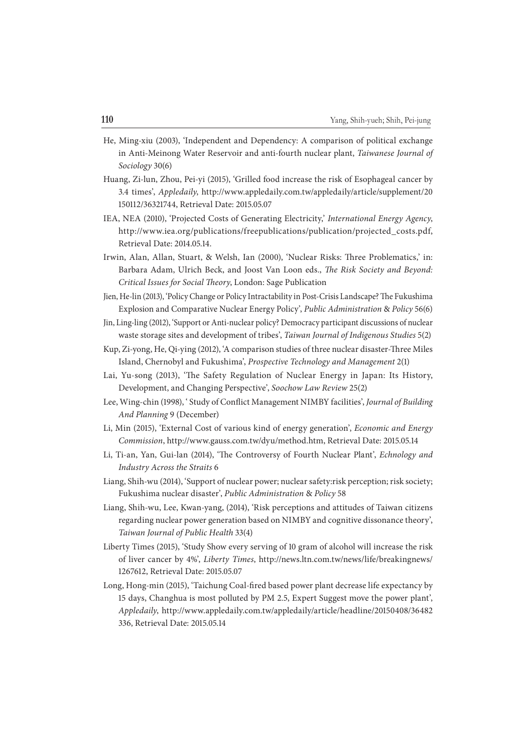He, Ming-xiu (2003), 'Independent and Dependency: A comparison of political exchange in Anti-Meinong Water Reservoir and anti-fourth nuclear plant, *Taiwanese Journal of Sociology* 30(6)

Huang, Zi-lun, Zhou, Pei-yi (2015), 'Grilled food increase the risk of Esophageal cancer by 3.4 times', *Appledaily*, http://www.appledaily.com.tw/appledaily/article/supplement/20150112/36321744, Retrieval Date: 2015.05.07

IEA, NEA (2010), 'Projected Costs of Generating Electricity,' *International Energy Agency*, http://www.iea.org/publications/freepublications/publication/projected_costs.pdf, Retrieval Date: 2014.05.14.

Irwin, Alan, Allan, Stuart, & Welsh, Ian (2000), 'Nuclear Risks: Three Problematics,' in: Barbara Adam, Ulrich Beck, and Joost Van Loon eds., *The Risk Society and Beyond: Critical Issues for Social Theory*, London: Sage Publication

Jien, He-lin (2013), 'Policy Change or Policy Intractability in Post-Crisis Landscape? The Fukushima Explosion and Comparative Nuclear Energy Policy', *Public Administration* & *Policy* 56(6)

Jin, Ling-ling (2012), 'Support or Anti-nuclear policy? Democracy participant discussions of nuclear waste storage sites and development of tribes', *Taiwan Journal of Indigenous Studies* 5(2)

Kup, Zi-yong, He, Qi-ying (2012), 'A comparison studies of three nuclear disaster-Three Miles Island, Chernobyl and Fukushima', *Prospective Technology and Management* 2(1)

Lai, Yu-song (2013), 'The Safety Regulation of Nuclear Energy in Japan: Its History, Development, and Changing Perspective', *Soochow Law Review* 25(2)

Lee, Wing-chin (1998), ' Study of Conflict Management NIMBY facilities', *Journal of Building And Planning* 9 (December)

Li, Min (2015), 'External Cost of various kind of energy generation', *Economic and Energy Commission*, http://www.gauss.com.tw/dyu/method.htm, Retrieval Date: 2015.05.14

Li, Ti-an, Yan, Gui-lan (2014), 'The Controversy of Fourth Nuclear Plant', *Echnology and Industry Across the Straits* 6

Liang, Shih-wu (2014), 'Support of nuclear power; nuclear safety:risk perception; risk society; Fukushima nuclear disaster', *Public Administration* & *Policy* 58

Liang, Shih-wu, Lee, Kwan-yang, (2014), 'Risk perceptions and attitudes of Taiwan citizens regarding nuclear power generation based on NIMBY and cognitive dissonance theory', *Taiwan Journal of Public Health* 33(4)

Liberty Times (2015), 'Study Show every serving of 10 gram of alcohol will increase the risk of liver cancer by 4%', *Liberty Times*, http://news.ltn.com.tw/news/life/breakingnews/1267612, Retrieval Date: 2015.05.07

Long, Hong-min (2015), 'Taichung Coal-fired based power plant decrease life expectancy by 15 days, Changhua is most polluted by PM 2.5, Expert Suggest move the power plant', *Appledaily*, http://www.appledaily.com.tw/appledaily/article/headline/20150408/36482336, Retrieval Date: 2015.05.14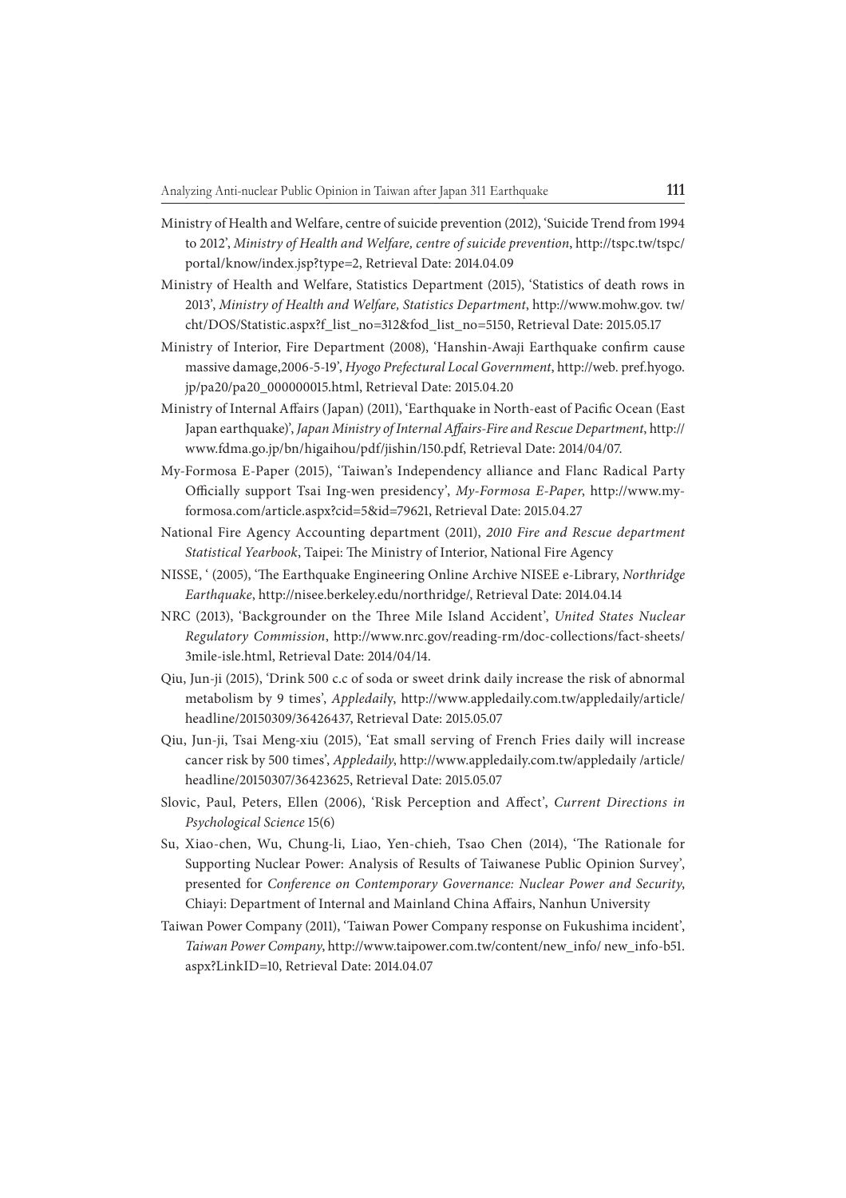Ministry of Health and Welfare, centre of suicide prevention (2012), 'Suicide Trend from 1994 to 2012', *Ministry of Health and Welfare, centre of suicide prevention*, http://tspc.tw/tspc/portal/know/index.jsp?type=2, Retrieval Date: 2014.04.09

Ministry of Health and Welfare, Statistics Department (2015), 'Statistics of death rows in 2013', *Ministry of Health and Welfare, Statistics Department*, http://www.mohw.gov. tw/cht/DOS/Statistic.aspx?f_list_no=312&fod_list_no=5150, Retrieval Date: 2015.05.17

Ministry of Interior, Fire Department (2008), 'Hanshin-Awaji Earthquake confirm cause massive damage,2006-5-19', *Hyogo Prefectural Local Government*, http://web. pref.hyogo. jp/pa20/pa20_000000015.html, Retrieval Date: 2015.04.20

Ministry of Internal Affairs (Japan) (2011), 'Earthquake in North-east of Pacific Ocean (East Japan earthquake)', *Japan Ministry of Internal Affairs-Fire and Rescue Department*, http://www.fdma.go.jp/bn/higaihou/pdf/jishin/150.pdf, Retrieval Date: 2014/04/07.

My-Formosa E-Paper (2015), 'Taiwan's Independency alliance and Flanc Radical Party Officially support Tsai Ing-wen presidency', *My-Formosa E-Paper*, http://www.my-formosa.com/article.aspx?cid=5&id=79621, Retrieval Date: 2015.04.27

National Fire Agency Accounting department (2011), *2010 Fire and Rescue department Statistical Yearbook*, Taipei: The Ministry of Interior, National Fire Agency

NISSE, ' (2005), 'The Earthquake Engineering Online Archive NISEE e-Library, *Northridge Earthquake*, http://nisee.berkeley.edu/northridge/, Retrieval Date: 2014.04.14

NRC (2013), 'Backgrounder on the Three Mile Island Accident', *United States Nuclear Regulatory Commission*, http://www.nrc.gov/reading-rm/doc-collections/fact-sheets/3mile-isle.html, Retrieval Date: 2014/04/14.

Qiu, Jun-ji (2015), 'Drink 500 c.c of soda or sweet drink daily increase the risk of abnormal metabolism by 9 times', *Appledaily*, http://www.appledaily.com.tw/appledaily/article/headline/20150309/36426437, Retrieval Date: 2015.05.07

Qiu, Jun-ji, Tsai Meng-xiu (2015), 'Eat small serving of French Fries daily will increase cancer risk by 500 times', *Appledaily*, http://www.appledaily.com.tw/appledaily /article/headline/20150307/36423625, Retrieval Date: 2015.05.07

Slovic, Paul, Peters, Ellen (2006), 'Risk Perception and Affect', *Current Directions in Psychological Science* 15(6)

Su, Xiao-chen, Wu, Chung-li, Liao, Yen-chieh, Tsao Chen (2014), 'The Rationale for Supporting Nuclear Power: Analysis of Results of Taiwanese Public Opinion Survey', presented for *Conference on Contemporary Governance: Nuclear Power and Security*, Chiayi: Department of Internal and Mainland China Affairs, Nanhun University

Taiwan Power Company (2011), 'Taiwan Power Company response on Fukushima incident', *Taiwan Power Company*, http://www.taipower.com.tw/content/new_info/ new_info-b51. aspx?LinkID=10, Retrieval Date: 2014.04.07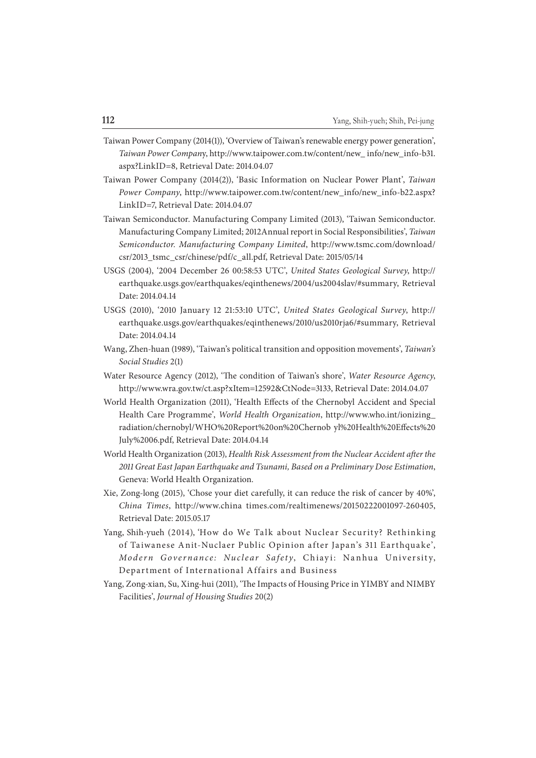Taiwan Power Company (2014(1)), 'Overview of Taiwan's renewable energy power generation', *Taiwan Power Company*, http://www.taipower.com.tw/content/new_ info/new_info-b31.aspx?LinkID=8, Retrieval Date: 2014.04.07

Taiwan Power Company (2014(2)), 'Basic Information on Nuclear Power Plant', *Taiwan Power Company*, http://www.taipower.com.tw/content/new_info/new_info-b22.aspx?LinkID=7, Retrieval Date: 2014.04.07

Taiwan Semiconductor. Manufacturing Company Limited (2013), 'Taiwan Semiconductor. Manufacturing Company Limited; 2012Annual report in Social Responsibilities', *Taiwan Semiconductor. Manufacturing Company Limited*, http://www.tsmc.com/download/csr/2013_tsmc_csr/chinese/pdf/c_all.pdf, Retrieval Date: 2015/05/14

USGS (2004), '2004 December 26 00:58:53 UTC', *United States Geological Survey*, http://earthquake.usgs.gov/earthquakes/eqinthenews/2004/us2004slav/#summary, Retrieval Date: 2014.04.14

USGS (2010), '2010 January 12 21:53:10 UTC', *United States Geological Survey*, http://earthquake.usgs.gov/earthquakes/eqinthenews/2010/us2010rja6/#summary, Retrieval Date: 2014.04.14

Wang, Zhen-huan (1989), 'Taiwan's political transition and opposition movements', *Taiwan's Social Studies* 2(1)

Water Resource Agency (2012), 'The condition of Taiwan's shore', *Water Resource Agency*, http://www.wra.gov.tw/ct.asp?xItem=12592&CtNode=3133, Retrieval Date: 2014.04.07

World Health Organization (2011), 'Health Effects of the Chernobyl Accident and Special Health Care Programme', *World Health Organization*, http://www.who.int/ionizing_radiation/chernobyl/WHO%20Report%20on%20Chernob yl%20Health%20Effects%20July%2006.pdf, Retrieval Date: 2014.04.14

World Health Organization (2013), *Health Risk Assessment from the Nuclear Accident after the 2011 Great East Japan Earthquake and Tsunami, Based on a Preliminary Dose Estimation*, Geneva: World Health Organization.

Xie, Zong-long (2015), 'Chose your diet carefully, it can reduce the risk of cancer by 40%', *China Times*, http://www.china times.com/realtimenews/20150222001097-260405, Retrieval Date: 2015.05.17

Yang, Shih-yueh (2014), 'How do We Talk about Nuclear Security? Rethinking of Taiwanese Anit-Nuclaer Public Opinion after Japan's 311 Earthquake', *Modern Governance: Nuclear Safety*, Chiayi: Nanhua University, Department of International Affairs and Business

Yang, Zong-xian, Su, Xing-hui (2011), 'The Impacts of Housing Price in YIMBY and NIMBY Facilities', *Journal of Housing Studies* 20(2)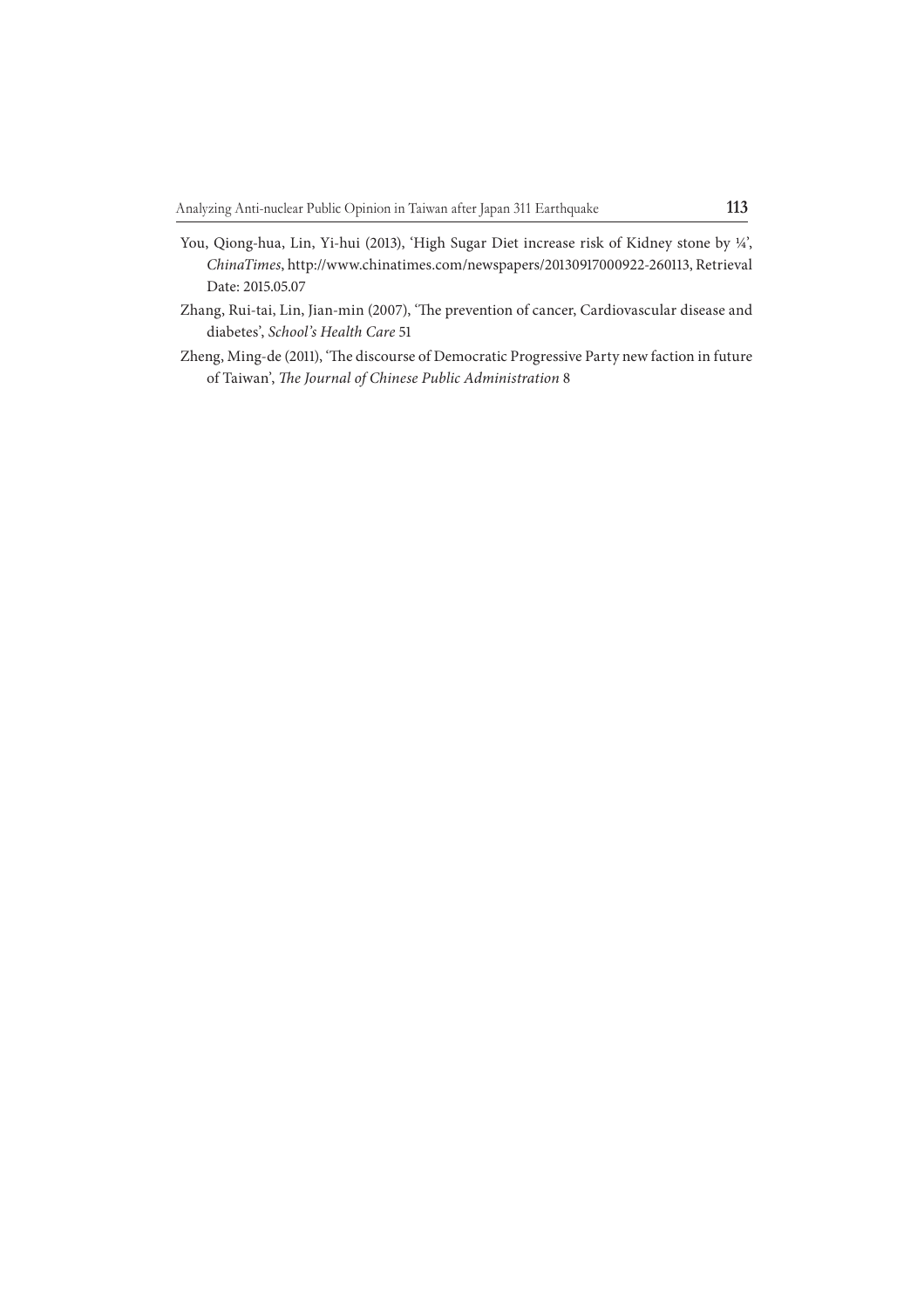You, Qiong-hua, Lin, Yi-hui (2013), 'High Sugar Diet increase risk of Kidney stone by ¼', *ChinaTimes*, http://www.chinatimes.com/newspapers/20130917000922-260113, Retrieval Date: 2015.05.07

Zhang, Rui-tai, Lin, Jian-min (2007), 'The prevention of cancer, Cardiovascular disease and diabetes', *School's Health Care* 51

Zheng, Ming-de (2011), 'The discourse of Democratic Progressive Party new faction in future of Taiwan', *The Journal of Chinese Public Administration* 8